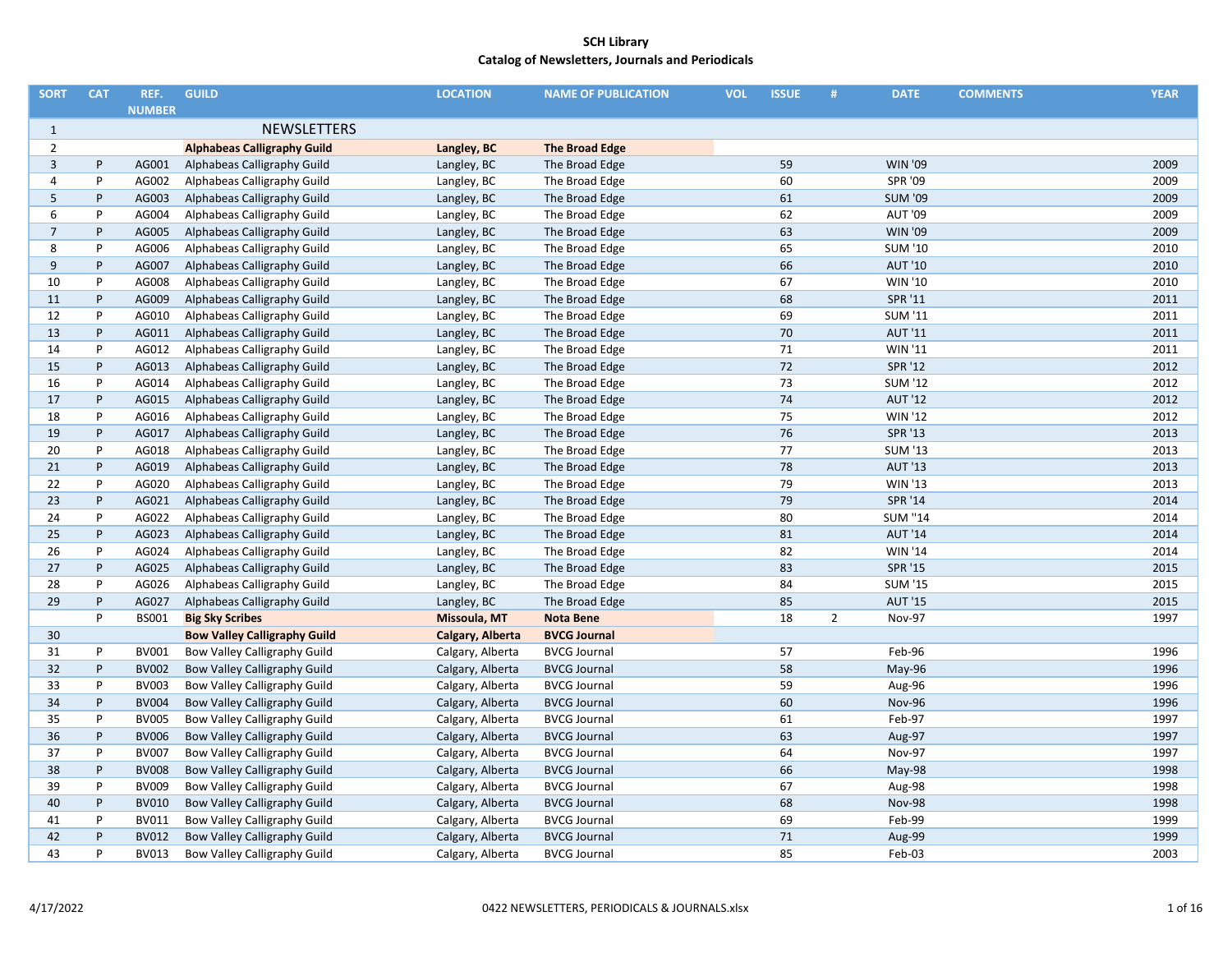# SCH Library

## Catalog of Newsletters, Journals and Periodicals

| SORT | CAT | REF. NUMBER | GUILD | LOCATION | NAME OF PUBLICATION | VOL | ISSUE | # | DATE | COMMENTS | YEAR |
|---|---|---|---|---|---|---|---|---|---|---|---|
| 1 | | | NEWSLETTERS | | | | | | | | |
| 2 | | | **Alphabeas Calligraphy Guild** | **Langley, BC** | **The Broad Edge** | | | | | | |
| 3 | P | AG001 | Alphabeas Calligraphy Guild | Langley, BC | The Broad Edge | | 59 | | WIN '09 | | 2009 |
| 4 | P | AG002 | Alphabeas Calligraphy Guild | Langley, BC | The Broad Edge | | 60 | | SPR '09 | | 2009 |
| 5 | P | AG003 | Alphabeas Calligraphy Guild | Langley, BC | The Broad Edge | | 61 | | SUM '09 | | 2009 |
| 6 | P | AG004 | Alphabeas Calligraphy Guild | Langley, BC | The Broad Edge | | 62 | | AUT '09 | | 2009 |
| 7 | P | AG005 | Alphabeas Calligraphy Guild | Langley, BC | The Broad Edge | | 63 | | WIN '09 | | 2009 |
| 8 | P | AG006 | Alphabeas Calligraphy Guild | Langley, BC | The Broad Edge | | 65 | | SUM '10 | | 2010 |
| 9 | P | AG007 | Alphabeas Calligraphy Guild | Langley, BC | The Broad Edge | | 66 | | AUT '10 | | 2010 |
| 10 | P | AG008 | Alphabeas Calligraphy Guild | Langley, BC | The Broad Edge | | 67 | | WIN '10 | | 2010 |
| 11 | P | AG009 | Alphabeas Calligraphy Guild | Langley, BC | The Broad Edge | | 68 | | SPR '11 | | 2011 |
| 12 | P | AG010 | Alphabeas Calligraphy Guild | Langley, BC | The Broad Edge | | 69 | | SUM '11 | | 2011 |
| 13 | P | AG011 | Alphabeas Calligraphy Guild | Langley, BC | The Broad Edge | | 70 | | AUT '11 | | 2011 |
| 14 | P | AG012 | Alphabeas Calligraphy Guild | Langley, BC | The Broad Edge | | 71 | | WIN '11 | | 2011 |
| 15 | P | AG013 | Alphabeas Calligraphy Guild | Langley, BC | The Broad Edge | | 72 | | SPR '12 | | 2012 |
| 16 | P | AG014 | Alphabeas Calligraphy Guild | Langley, BC | The Broad Edge | | 73 | | SUM '12 | | 2012 |
| 17 | P | AG015 | Alphabeas Calligraphy Guild | Langley, BC | The Broad Edge | | 74 | | AUT '12 | | 2012 |
| 18 | P | AG016 | Alphabeas Calligraphy Guild | Langley, BC | The Broad Edge | | 75 | | WIN '12 | | 2012 |
| 19 | P | AG017 | Alphabeas Calligraphy Guild | Langley, BC | The Broad Edge | | 76 | | SPR '13 | | 2013 |
| 20 | P | AG018 | Alphabeas Calligraphy Guild | Langley, BC | The Broad Edge | | 77 | | SUM '13 | | 2013 |
| 21 | P | AG019 | Alphabeas Calligraphy Guild | Langley, BC | The Broad Edge | | 78 | | AUT '13 | | 2013 |
| 22 | P | AG020 | Alphabeas Calligraphy Guild | Langley, BC | The Broad Edge | | 79 | | WIN '13 | | 2013 |
| 23 | P | AG021 | Alphabeas Calligraphy Guild | Langley, BC | The Broad Edge | | 79 | | SPR '14 | | 2014 |
| 24 | P | AG022 | Alphabeas Calligraphy Guild | Langley, BC | The Broad Edge | | 80 | | SUM "14 | | 2014 |
| 25 | P | AG023 | Alphabeas Calligraphy Guild | Langley, BC | The Broad Edge | | 81 | | AUT '14 | | 2014 |
| 26 | P | AG024 | Alphabeas Calligraphy Guild | Langley, BC | The Broad Edge | | 82 | | WIN '14 | | 2014 |
| 27 | P | AG025 | Alphabeas Calligraphy Guild | Langley, BC | The Broad Edge | | 83 | | SPR '15 | | 2015 |
| 28 | P | AG026 | Alphabeas Calligraphy Guild | Langley, BC | The Broad Edge | | 84 | | SUM '15 | | 2015 |
| 29 | P | AG027 | Alphabeas Calligraphy Guild | Langley, BC | The Broad Edge | | 85 | | AUT '15 | | 2015 |
| | P | BS001 | **Big Sky Scribes** | **Missoula, MT** | **Nota Bene** | | 18 | 2 | Nov-97 | | 1997 |
| 30 | | | **Bow Valley Calligraphy Guild** | **Calgary, Alberta** | **BVCG Journal** | | | | | | |
| 31 | P | BV001 | Bow Valley Calligraphy Guild | Calgary, Alberta | BVCG Journal | | 57 | | Feb-96 | | 1996 |
| 32 | P | BV002 | Bow Valley Calligraphy Guild | Calgary, Alberta | BVCG Journal | | 58 | | May-96 | | 1996 |
| 33 | P | BV003 | Bow Valley Calligraphy Guild | Calgary, Alberta | BVCG Journal | | 59 | | Aug-96 | | 1996 |
| 34 | P | BV004 | Bow Valley Calligraphy Guild | Calgary, Alberta | BVCG Journal | | 60 | | Nov-96 | | 1996 |
| 35 | P | BV005 | Bow Valley Calligraphy Guild | Calgary, Alberta | BVCG Journal | | 61 | | Feb-97 | | 1997 |
| 36 | P | BV006 | Bow Valley Calligraphy Guild | Calgary, Alberta | BVCG Journal | | 63 | | Aug-97 | | 1997 |
| 37 | P | BV007 | Bow Valley Calligraphy Guild | Calgary, Alberta | BVCG Journal | | 64 | | Nov-97 | | 1997 |
| 38 | P | BV008 | Bow Valley Calligraphy Guild | Calgary, Alberta | BVCG Journal | | 66 | | May-98 | | 1998 |
| 39 | P | BV009 | Bow Valley Calligraphy Guild | Calgary, Alberta | BVCG Journal | | 67 | | Aug-98 | | 1998 |
| 40 | P | BV010 | Bow Valley Calligraphy Guild | Calgary, Alberta | BVCG Journal | | 68 | | Nov-98 | | 1998 |
| 41 | P | BV011 | Bow Valley Calligraphy Guild | Calgary, Alberta | BVCG Journal | | 69 | | Feb-99 | | 1999 |
| 42 | P | BV012 | Bow Valley Calligraphy Guild | Calgary, Alberta | BVCG Journal | | 71 | | Aug-99 | | 1999 |
| 43 | P | BV013 | Bow Valley Calligraphy Guild | Calgary, Alberta | BVCG Journal | | 85 | | Feb-03 | | 2003 |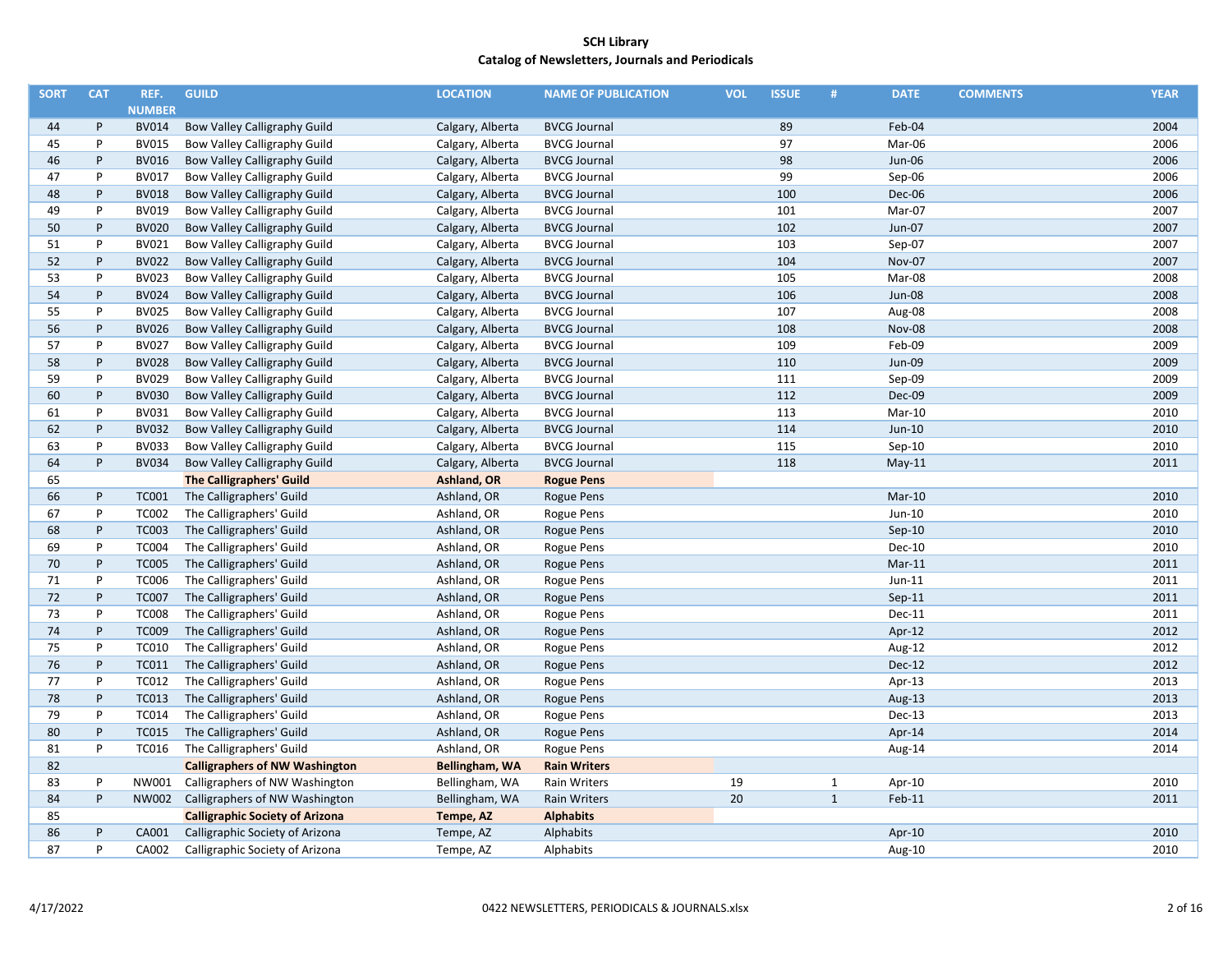**SCH Library**
**Catalog of Newsletters, Journals and Periodicals**

| SORT | CAT | REF. NUMBER | GUILD | LOCATION | NAME OF PUBLICATION | VOL | ISSUE | # | DATE | COMMENTS | YEAR |
|---|---|---|---|---|---|---|---|---|---|---|---|
| 44 | P | BV014 | Bow Valley Calligraphy Guild | Calgary, Alberta | BVCG Journal | | 89 | | Feb-04 | | 2004 |
| 45 | P | BV015 | Bow Valley Calligraphy Guild | Calgary, Alberta | BVCG Journal | | 97 | | Mar-06 | | 2006 |
| 46 | P | BV016 | Bow Valley Calligraphy Guild | Calgary, Alberta | BVCG Journal | | 98 | | Jun-06 | | 2006 |
| 47 | P | BV017 | Bow Valley Calligraphy Guild | Calgary, Alberta | BVCG Journal | | 99 | | Sep-06 | | 2006 |
| 48 | P | BV018 | Bow Valley Calligraphy Guild | Calgary, Alberta | BVCG Journal | | 100 | | Dec-06 | | 2006 |
| 49 | P | BV019 | Bow Valley Calligraphy Guild | Calgary, Alberta | BVCG Journal | | 101 | | Mar-07 | | 2007 |
| 50 | P | BV020 | Bow Valley Calligraphy Guild | Calgary, Alberta | BVCG Journal | | 102 | | Jun-07 | | 2007 |
| 51 | P | BV021 | Bow Valley Calligraphy Guild | Calgary, Alberta | BVCG Journal | | 103 | | Sep-07 | | 2007 |
| 52 | P | BV022 | Bow Valley Calligraphy Guild | Calgary, Alberta | BVCG Journal | | 104 | | Nov-07 | | 2007 |
| 53 | P | BV023 | Bow Valley Calligraphy Guild | Calgary, Alberta | BVCG Journal | | 105 | | Mar-08 | | 2008 |
| 54 | P | BV024 | Bow Valley Calligraphy Guild | Calgary, Alberta | BVCG Journal | | 106 | | Jun-08 | | 2008 |
| 55 | P | BV025 | Bow Valley Calligraphy Guild | Calgary, Alberta | BVCG Journal | | 107 | | Aug-08 | | 2008 |
| 56 | P | BV026 | Bow Valley Calligraphy Guild | Calgary, Alberta | BVCG Journal | | 108 | | Nov-08 | | 2008 |
| 57 | P | BV027 | Bow Valley Calligraphy Guild | Calgary, Alberta | BVCG Journal | | 109 | | Feb-09 | | 2009 |
| 58 | P | BV028 | Bow Valley Calligraphy Guild | Calgary, Alberta | BVCG Journal | | 110 | | Jun-09 | | 2009 |
| 59 | P | BV029 | Bow Valley Calligraphy Guild | Calgary, Alberta | BVCG Journal | | 111 | | Sep-09 | | 2009 |
| 60 | P | BV030 | Bow Valley Calligraphy Guild | Calgary, Alberta | BVCG Journal | | 112 | | Dec-09 | | 2009 |
| 61 | P | BV031 | Bow Valley Calligraphy Guild | Calgary, Alberta | BVCG Journal | | 113 | | Mar-10 | | 2010 |
| 62 | P | BV032 | Bow Valley Calligraphy Guild | Calgary, Alberta | BVCG Journal | | 114 | | Jun-10 | | 2010 |
| 63 | P | BV033 | Bow Valley Calligraphy Guild | Calgary, Alberta | BVCG Journal | | 115 | | Sep-10 | | 2010 |
| 64 | P | BV034 | Bow Valley Calligraphy Guild | Calgary, Alberta | BVCG Journal | | 118 | | May-11 | | 2011 |
| 65 | | | **The Calligraphers' Guild** | **Ashland, OR** | **Rogue Pens** | | | | | | |
| 66 | P | TC001 | The Calligraphers' Guild | Ashland, OR | Rogue Pens | | | | Mar-10 | | 2010 |
| 67 | P | TC002 | The Calligraphers' Guild | Ashland, OR | Rogue Pens | | | | Jun-10 | | 2010 |
| 68 | P | TC003 | The Calligraphers' Guild | Ashland, OR | Rogue Pens | | | | Sep-10 | | 2010 |
| 69 | P | TC004 | The Calligraphers' Guild | Ashland, OR | Rogue Pens | | | | Dec-10 | | 2010 |
| 70 | P | TC005 | The Calligraphers' Guild | Ashland, OR | Rogue Pens | | | | Mar-11 | | 2011 |
| 71 | P | TC006 | The Calligraphers' Guild | Ashland, OR | Rogue Pens | | | | Jun-11 | | 2011 |
| 72 | P | TC007 | The Calligraphers' Guild | Ashland, OR | Rogue Pens | | | | Sep-11 | | 2011 |
| 73 | P | TC008 | The Calligraphers' Guild | Ashland, OR | Rogue Pens | | | | Dec-11 | | 2011 |
| 74 | P | TC009 | The Calligraphers' Guild | Ashland, OR | Rogue Pens | | | | Apr-12 | | 2012 |
| 75 | P | TC010 | The Calligraphers' Guild | Ashland, OR | Rogue Pens | | | | Aug-12 | | 2012 |
| 76 | P | TC011 | The Calligraphers' Guild | Ashland, OR | Rogue Pens | | | | Dec-12 | | 2012 |
| 77 | P | TC012 | The Calligraphers' Guild | Ashland, OR | Rogue Pens | | | | Apr-13 | | 2013 |
| 78 | P | TC013 | The Calligraphers' Guild | Ashland, OR | Rogue Pens | | | | Aug-13 | | 2013 |
| 79 | P | TC014 | The Calligraphers' Guild | Ashland, OR | Rogue Pens | | | | Dec-13 | | 2013 |
| 80 | P | TC015 | The Calligraphers' Guild | Ashland, OR | Rogue Pens | | | | Apr-14 | | 2014 |
| 81 | P | TC016 | The Calligraphers' Guild | Ashland, OR | Rogue Pens | | | | Aug-14 | | 2014 |
| 82 | | | **Calligraphers of NW Washington** | **Bellingham, WA** | **Rain Writers** | | | | | | |
| 83 | P | NW001 | Calligraphers of NW Washington | Bellingham, WA | Rain Writers | 19 | | 1 | Apr-10 | | 2010 |
| 84 | P | NW002 | Calligraphers of NW Washington | Bellingham, WA | Rain Writers | 20 | | 1 | Feb-11 | | 2011 |
| 85 | | | **Calligraphic Society of Arizona** | **Tempe, AZ** | **Alphabits** | | | | | | |
| 86 | P | CA001 | Calligraphic Society of Arizona | Tempe, AZ | Alphabits | | | | Apr-10 | | 2010 |
| 87 | P | CA002 | Calligraphic Society of Arizona | Tempe, AZ | Alphabits | | | | Aug-10 | | 2010 |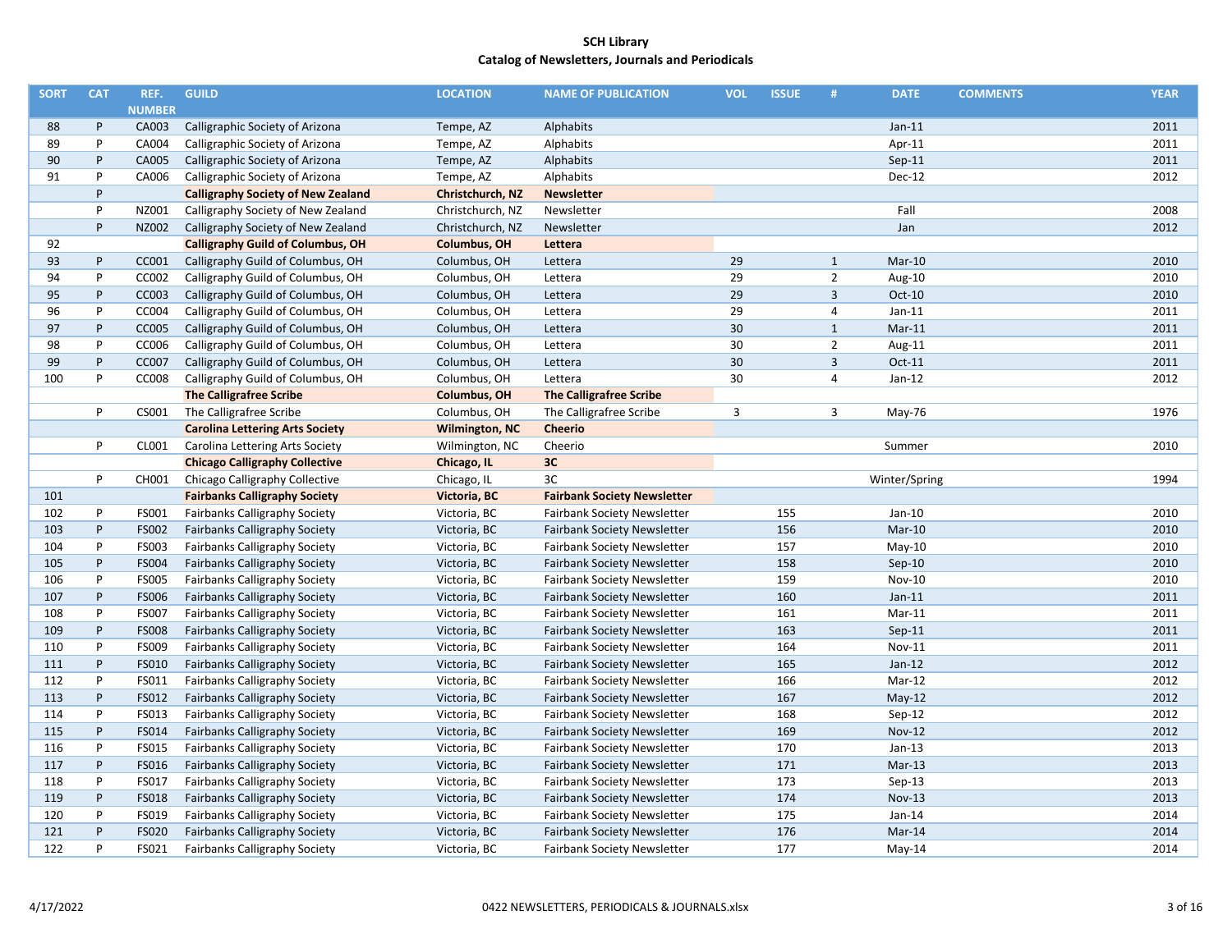# SCH Library
## Catalog of Newsletters, Journals and Periodicals

| SORT | CAT | REF. NUMBER | GUILD | LOCATION | NAME OF PUBLICATION | VOL | ISSUE | # | DATE | COMMENTS | YEAR |
|---|---|---|---|---|---|---|---|---|---|---|---|
| 88 | P | CA003 | Calligraphic Society of Arizona | Tempe, AZ | Alphabits | | | | Jan-11 | | 2011 |
| 89 | P | CA004 | Calligraphic Society of Arizona | Tempe, AZ | Alphabits | | | | Apr-11 | | 2011 |
| 90 | P | CA005 | Calligraphic Society of Arizona | Tempe, AZ | Alphabits | | | | Sep-11 | | 2011 |
| 91 | P | CA006 | Calligraphic Society of Arizona | Tempe, AZ | Alphabits | | | | Dec-12 | | 2012 |
| | P | | **Calligraphy Society of New Zealand** | **Christchurch, NZ** | **Newsletter** | | | | | | |
| | P | NZ001 | Calligraphy Society of New Zealand | Christchurch, NZ | Newsletter | | | | Fall | | 2008 |
| | P | NZ002 | Calligraphy Society of New Zealand | Christchurch, NZ | Newsletter | | | | Jan | | 2012 |
| 92 | | | **Calligraphy Guild of Columbus, OH** | **Columbus, OH** | **Lettera** | | | | | | |
| 93 | P | CC001 | Calligraphy Guild of Columbus, OH | Columbus, OH | Lettera | 29 | | 1 | Mar-10 | | 2010 |
| 94 | P | CC002 | Calligraphy Guild of Columbus, OH | Columbus, OH | Lettera | 29 | | 2 | Aug-10 | | 2010 |
| 95 | P | CC003 | Calligraphy Guild of Columbus, OH | Columbus, OH | Lettera | 29 | | 3 | Oct-10 | | 2010 |
| 96 | P | CC004 | Calligraphy Guild of Columbus, OH | Columbus, OH | Lettera | 29 | | 4 | Jan-11 | | 2011 |
| 97 | P | CC005 | Calligraphy Guild of Columbus, OH | Columbus, OH | Lettera | 30 | | 1 | Mar-11 | | 2011 |
| 98 | P | CC006 | Calligraphy Guild of Columbus, OH | Columbus, OH | Lettera | 30 | | 2 | Aug-11 | | 2011 |
| 99 | P | CC007 | Calligraphy Guild of Columbus, OH | Columbus, OH | Lettera | 30 | | 3 | Oct-11 | | 2011 |
| 100 | P | CC008 | Calligraphy Guild of Columbus, OH | Columbus, OH | Lettera | 30 | | 4 | Jan-12 | | 2012 |
| | | | **The Calligrafree Scribe** | **Columbus, OH** | **The Calligrafree Scribe** | | | | | | |
| | P | CS001 | The Calligrafree Scribe | Columbus, OH | The Calligrafree Scribe | 3 | | 3 | May-76 | | 1976 |
| | | | **Carolina Lettering Arts Society** | **Wilmington, NC** | **Cheerio** | | | | | | |
| | P | CL001 | Carolina Lettering Arts Society | Wilmington, NC | Cheerio | | | | Summer | | 2010 |
| | | | **Chicago Calligraphy Collective** | **Chicago, IL** | **3C** | | | | | | |
| | P | CH001 | Chicago Calligraphy Collective | Chicago, IL | 3C | | | | Winter/Spring | | 1994 |
| 101 | | | **Fairbanks Calligraphy Society** | **Victoria, BC** | **Fairbank Society Newsletter** | | | | | | |
| 102 | P | FS001 | Fairbanks Calligraphy Society | Victoria, BC | Fairbank Society Newsletter | | 155 | | Jan-10 | | 2010 |
| 103 | P | FS002 | Fairbanks Calligraphy Society | Victoria, BC | Fairbank Society Newsletter | | 156 | | Mar-10 | | 2010 |
| 104 | P | FS003 | Fairbanks Calligraphy Society | Victoria, BC | Fairbank Society Newsletter | | 157 | | May-10 | | 2010 |
| 105 | P | FS004 | Fairbanks Calligraphy Society | Victoria, BC | Fairbank Society Newsletter | | 158 | | Sep-10 | | 2010 |
| 106 | P | FS005 | Fairbanks Calligraphy Society | Victoria, BC | Fairbank Society Newsletter | | 159 | | Nov-10 | | 2010 |
| 107 | P | FS006 | Fairbanks Calligraphy Society | Victoria, BC | Fairbank Society Newsletter | | 160 | | Jan-11 | | 2011 |
| 108 | P | FS007 | Fairbanks Calligraphy Society | Victoria, BC | Fairbank Society Newsletter | | 161 | | Mar-11 | | 2011 |
| 109 | P | FS008 | Fairbanks Calligraphy Society | Victoria, BC | Fairbank Society Newsletter | | 163 | | Sep-11 | | 2011 |
| 110 | P | FS009 | Fairbanks Calligraphy Society | Victoria, BC | Fairbank Society Newsletter | | 164 | | Nov-11 | | 2011 |
| 111 | P | FS010 | Fairbanks Calligraphy Society | Victoria, BC | Fairbank Society Newsletter | | 165 | | Jan-12 | | 2012 |
| 112 | P | FS011 | Fairbanks Calligraphy Society | Victoria, BC | Fairbank Society Newsletter | | 166 | | Mar-12 | | 2012 |
| 113 | P | FS012 | Fairbanks Calligraphy Society | Victoria, BC | Fairbank Society Newsletter | | 167 | | May-12 | | 2012 |
| 114 | P | FS013 | Fairbanks Calligraphy Society | Victoria, BC | Fairbank Society Newsletter | | 168 | | Sep-12 | | 2012 |
| 115 | P | FS014 | Fairbanks Calligraphy Society | Victoria, BC | Fairbank Society Newsletter | | 169 | | Nov-12 | | 2012 |
| 116 | P | FS015 | Fairbanks Calligraphy Society | Victoria, BC | Fairbank Society Newsletter | | 170 | | Jan-13 | | 2013 |
| 117 | P | FS016 | Fairbanks Calligraphy Society | Victoria, BC | Fairbank Society Newsletter | | 171 | | Mar-13 | | 2013 |
| 118 | P | FS017 | Fairbanks Calligraphy Society | Victoria, BC | Fairbank Society Newsletter | | 173 | | Sep-13 | | 2013 |
| 119 | P | FS018 | Fairbanks Calligraphy Society | Victoria, BC | Fairbank Society Newsletter | | 174 | | Nov-13 | | 2013 |
| 120 | P | FS019 | Fairbanks Calligraphy Society | Victoria, BC | Fairbank Society Newsletter | | 175 | | Jan-14 | | 2014 |
| 121 | P | FS020 | Fairbanks Calligraphy Society | Victoria, BC | Fairbank Society Newsletter | | 176 | | Mar-14 | | 2014 |
| 122 | P | FS021 | Fairbanks Calligraphy Society | Victoria, BC | Fairbank Society Newsletter | | 177 | | May-14 | | 2014 |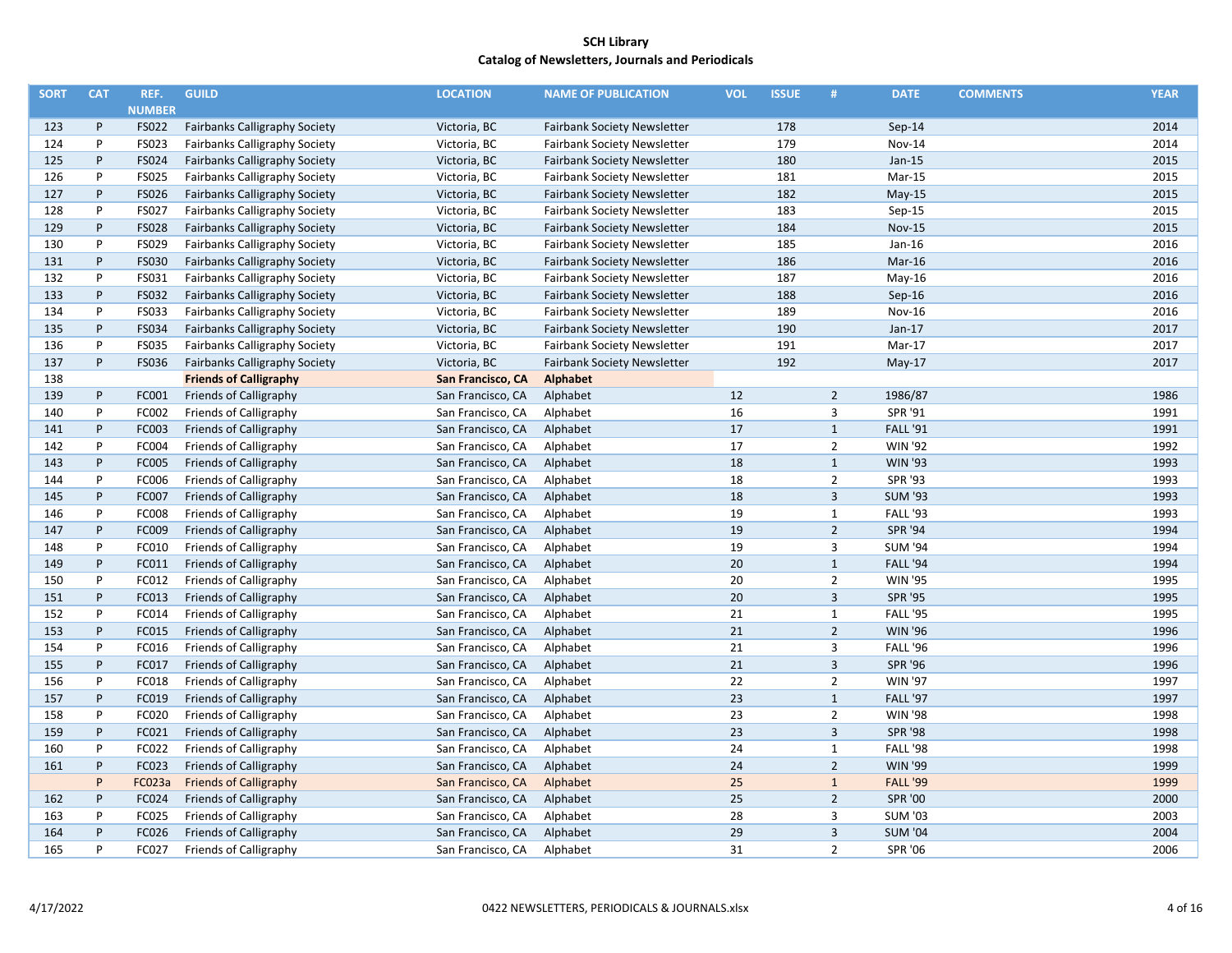# SCH Library
## Catalog of Newsletters, Journals and Periodicals

| SORT | CAT | REF. NUMBER | GUILD | LOCATION | NAME OF PUBLICATION | VOL | ISSUE | # | DATE | COMMENTS | YEAR |
|---|---|---|---|---|---|---|---|---|---|---|---|
| 123 | P | FS022 | Fairbanks Calligraphy Society | Victoria, BC | Fairbank Society Newsletter | | 178 | | Sep-14 | | 2014 |
| 124 | P | FS023 | Fairbanks Calligraphy Society | Victoria, BC | Fairbank Society Newsletter | | 179 | | Nov-14 | | 2014 |
| 125 | P | FS024 | Fairbanks Calligraphy Society | Victoria, BC | Fairbank Society Newsletter | | 180 | | Jan-15 | | 2015 |
| 126 | P | FS025 | Fairbanks Calligraphy Society | Victoria, BC | Fairbank Society Newsletter | | 181 | | Mar-15 | | 2015 |
| 127 | P | FS026 | Fairbanks Calligraphy Society | Victoria, BC | Fairbank Society Newsletter | | 182 | | May-15 | | 2015 |
| 128 | P | FS027 | Fairbanks Calligraphy Society | Victoria, BC | Fairbank Society Newsletter | | 183 | | Sep-15 | | 2015 |
| 129 | P | FS028 | Fairbanks Calligraphy Society | Victoria, BC | Fairbank Society Newsletter | | 184 | | Nov-15 | | 2015 |
| 130 | P | FS029 | Fairbanks Calligraphy Society | Victoria, BC | Fairbank Society Newsletter | | 185 | | Jan-16 | | 2016 |
| 131 | P | FS030 | Fairbanks Calligraphy Society | Victoria, BC | Fairbank Society Newsletter | | 186 | | Mar-16 | | 2016 |
| 132 | P | FS031 | Fairbanks Calligraphy Society | Victoria, BC | Fairbank Society Newsletter | | 187 | | May-16 | | 2016 |
| 133 | P | FS032 | Fairbanks Calligraphy Society | Victoria, BC | Fairbank Society Newsletter | | 188 | | Sep-16 | | 2016 |
| 134 | P | FS033 | Fairbanks Calligraphy Society | Victoria, BC | Fairbank Society Newsletter | | 189 | | Nov-16 | | 2016 |
| 135 | P | FS034 | Fairbanks Calligraphy Society | Victoria, BC | Fairbank Society Newsletter | | 190 | | Jan-17 | | 2017 |
| 136 | P | FS035 | Fairbanks Calligraphy Society | Victoria, BC | Fairbank Society Newsletter | | 191 | | Mar-17 | | 2017 |
| 137 | P | FS036 | Fairbanks Calligraphy Society | Victoria, BC | Fairbank Society Newsletter | | 192 | | May-17 | | 2017 |
| 138 | | | **Friends of Calligraphy** | **San Francisco, CA** | **Alphabet** | | | | | | |
| 139 | P | FC001 | Friends of Calligraphy | San Francisco, CA | Alphabet | 12 | | 2 | 1986/87 | | 1986 |
| 140 | P | FC002 | Friends of Calligraphy | San Francisco, CA | Alphabet | 16 | | 3 | SPR '91 | | 1991 |
| 141 | P | FC003 | Friends of Calligraphy | San Francisco, CA | Alphabet | 17 | | 1 | FALL '91 | | 1991 |
| 142 | P | FC004 | Friends of Calligraphy | San Francisco, CA | Alphabet | 17 | | 2 | WIN '92 | | 1992 |
| 143 | P | FC005 | Friends of Calligraphy | San Francisco, CA | Alphabet | 18 | | 1 | WIN '93 | | 1993 |
| 144 | P | FC006 | Friends of Calligraphy | San Francisco, CA | Alphabet | 18 | | 2 | SPR '93 | | 1993 |
| 145 | P | FC007 | Friends of Calligraphy | San Francisco, CA | Alphabet | 18 | | 3 | SUM '93 | | 1993 |
| 146 | P | FC008 | Friends of Calligraphy | San Francisco, CA | Alphabet | 19 | | 1 | FALL '93 | | 1993 |
| 147 | P | FC009 | Friends of Calligraphy | San Francisco, CA | Alphabet | 19 | | 2 | SPR '94 | | 1994 |
| 148 | P | FC010 | Friends of Calligraphy | San Francisco, CA | Alphabet | 19 | | 3 | SUM '94 | | 1994 |
| 149 | P | FC011 | Friends of Calligraphy | San Francisco, CA | Alphabet | 20 | | 1 | FALL '94 | | 1994 |
| 150 | P | FC012 | Friends of Calligraphy | San Francisco, CA | Alphabet | 20 | | 2 | WIN '95 | | 1995 |
| 151 | P | FC013 | Friends of Calligraphy | San Francisco, CA | Alphabet | 20 | | 3 | SPR '95 | | 1995 |
| 152 | P | FC014 | Friends of Calligraphy | San Francisco, CA | Alphabet | 21 | | 1 | FALL '95 | | 1995 |
| 153 | P | FC015 | Friends of Calligraphy | San Francisco, CA | Alphabet | 21 | | 2 | WIN '96 | | 1996 |
| 154 | P | FC016 | Friends of Calligraphy | San Francisco, CA | Alphabet | 21 | | 3 | FALL '96 | | 1996 |
| 155 | P | FC017 | Friends of Calligraphy | San Francisco, CA | Alphabet | 21 | | 3 | SPR '96 | | 1996 |
| 156 | P | FC018 | Friends of Calligraphy | San Francisco, CA | Alphabet | 22 | | 2 | WIN '97 | | 1997 |
| 157 | P | FC019 | Friends of Calligraphy | San Francisco, CA | Alphabet | 23 | | 1 | FALL '97 | | 1997 |
| 158 | P | FC020 | Friends of Calligraphy | San Francisco, CA | Alphabet | 23 | | 2 | WIN '98 | | 1998 |
| 159 | P | FC021 | Friends of Calligraphy | San Francisco, CA | Alphabet | 23 | | 3 | SPR '98 | | 1998 |
| 160 | P | FC022 | Friends of Calligraphy | San Francisco, CA | Alphabet | 24 | | 1 | FALL '98 | | 1998 |
| 161 | P | FC023 | Friends of Calligraphy | San Francisco, CA | Alphabet | 24 | | 2 | WIN '99 | | 1999 |
| | P | FC023a | Friends of Calligraphy | San Francisco, CA | Alphabet | 25 | | 1 | FALL '99 | | 1999 |
| 162 | P | FC024 | Friends of Calligraphy | San Francisco, CA | Alphabet | 25 | | 2 | SPR '00 | | 2000 |
| 163 | P | FC025 | Friends of Calligraphy | San Francisco, CA | Alphabet | 28 | | 3 | SUM '03 | | 2003 |
| 164 | P | FC026 | Friends of Calligraphy | San Francisco, CA | Alphabet | 29 | | 3 | SUM '04 | | 2004 |
| 165 | P | FC027 | Friends of Calligraphy | San Francisco, CA | Alphabet | 31 | | 2 | SPR '06 | | 2006 |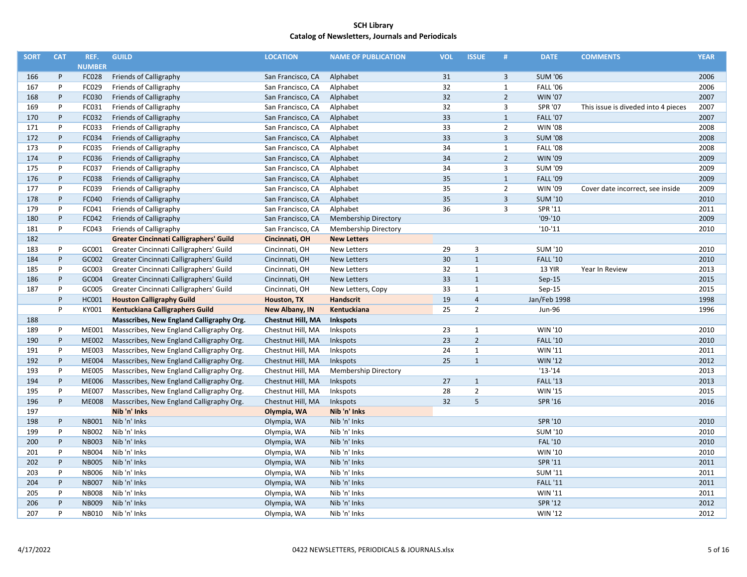# SCH Library

## Catalog of Newsletters, Journals and Periodicals

| SORT | CAT | REF. NUMBER | GUILD | LOCATION | NAME OF PUBLICATION | VOL | ISSUE | # | DATE | COMMENTS | YEAR |
|---|---|---|---|---|---|---|---|---|---|---|---|
| 166 | P | FC028 | Friends of Calligraphy | San Francisco, CA | Alphabet | 31 | | 3 | SUM '06 | | 2006 |
| 167 | P | FC029 | Friends of Calligraphy | San Francisco, CA | Alphabet | 32 | | 1 | FALL '06 | | 2006 |
| 168 | P | FC030 | Friends of Calligraphy | San Francisco, CA | Alphabet | 32 | | 2 | WIN '07 | | 2007 |
| 169 | P | FC031 | Friends of Calligraphy | San Francisco, CA | Alphabet | 32 | | 3 | SPR '07 | This issue is diveded into 4 pieces | 2007 |
| 170 | P | FC032 | Friends of Calligraphy | San Francisco, CA | Alphabet | 33 | | 1 | FALL '07 | | 2007 |
| 171 | P | FC033 | Friends of Calligraphy | San Francisco, CA | Alphabet | 33 | | 2 | WIN '08 | | 2008 |
| 172 | P | FC034 | Friends of Calligraphy | San Francisco, CA | Alphabet | 33 | | 3 | SUM '08 | | 2008 |
| 173 | P | FC035 | Friends of Calligraphy | San Francisco, CA | Alphabet | 34 | | 1 | FALL '08 | | 2008 |
| 174 | P | FC036 | Friends of Calligraphy | San Francisco, CA | Alphabet | 34 | | 2 | WIN '09 | | 2009 |
| 175 | P | FC037 | Friends of Calligraphy | San Francisco, CA | Alphabet | 34 | | 3 | SUM '09 | | 2009 |
| 176 | P | FC038 | Friends of Calligraphy | San Francisco, CA | Alphabet | 35 | | 1 | FALL '09 | | 2009 |
| 177 | P | FC039 | Friends of Calligraphy | San Francisco, CA | Alphabet | 35 | | 2 | WIN '09 | Cover date incorrect, see inside | 2009 |
| 178 | P | FC040 | Friends of Calligraphy | San Francisco, CA | Alphabet | 35 | | 3 | SUM '10 | | 2010 |
| 179 | P | FC041 | Friends of Calligraphy | San Francisco, CA | Alphabet | 36 | | 3 | SPR '11 | | 2011 |
| 180 | P | FC042 | Friends of Calligraphy | San Francisco, CA | Membership Directory | | | | '09-'10 | | 2009 |
| 181 | P | FC043 | Friends of Calligraphy | San Francisco, CA | Membership Directory | | | | '10-'11 | | 2010 |
| 182 | | | **Greater Cincinnati Calligraphers' Guild** | **Cincinnati, OH** | **New Letters** | | | | | | |
| 183 | P | GC001 | Greater Cincinnati Calligraphers' Guild | Cincinnati, OH | New Letters | 29 | 3 | | SUM '10 | | 2010 |
| 184 | P | GC002 | Greater Cincinnati Calligraphers' Guild | Cincinnati, OH | New Letters | 30 | 1 | | FALL '10 | | 2010 |
| 185 | P | GC003 | Greater Cincinnati Calligraphers' Guild | Cincinnati, OH | New Letters | 32 | 1 | | 13 YIR | Year In Review | 2013 |
| 186 | P | GC004 | Greater Cincinnati Calligraphers' Guild | Cincinnati, OH | New Letters | 33 | 1 | | Sep-15 | | 2015 |
| 187 | P | GC005 | Greater Cincinnati Calligraphers' Guild | Cincinnati, OH | New Letters, Copy | 33 | 1 | | Sep-15 | | 2015 |
| | P | HC001 | **Houston Calligraphy Guild** | **Houston, TX** | **Handscrit** | 19 | 4 | | Jan/Feb 1998 | | 1998 |
| | P | KY001 | **Kentuckiana Calligraphers Guild** | **New Albany, IN** | **Kentuckiana** | 25 | 2 | | Jun-96 | | 1996 |
| 188 | | | **Masscribes, New England Calligraphy Org.** | **Chestnut Hill, MA** | **Inkspots** | | | | | | |
| 189 | P | ME001 | Masscribes, New England Calligraphy Org. | Chestnut Hill, MA | Inkspots | 23 | 1 | | WIN '10 | | 2010 |
| 190 | P | ME002 | Masscribes, New England Calligraphy Org. | Chestnut Hill, MA | Inkspots | 23 | 2 | | FALL '10 | | 2010 |
| 191 | P | ME003 | Masscribes, New England Calligraphy Org. | Chestnut Hill, MA | Inkspots | 24 | 1 | | WIN '11 | | 2011 |
| 192 | P | ME004 | Masscribes, New England Calligraphy Org. | Chestnut Hill, MA | Inkspots | 25 | 1 | | WIN '12 | | 2012 |
| 193 | P | ME005 | Masscribes, New England Calligraphy Org. | Chestnut Hill, MA | Membership Directory | | | | '13-'14 | | 2013 |
| 194 | P | ME006 | Masscribes, New England Calligraphy Org. | Chestnut Hill, MA | Inkspots | 27 | 1 | | FALL '13 | | 2013 |
| 195 | P | ME007 | Masscribes, New England Calligraphy Org. | Chestnut Hill, MA | Inkspots | 28 | 2 | | WIN '15 | | 2015 |
| 196 | P | ME008 | Masscribes, New England Calligraphy Org. | Chestnut Hill, MA | Inkspots | 32 | 5 | | SPR '16 | | 2016 |
| 197 | | | **Nib 'n' Inks** | **Olympia, WA** | **Nib 'n' Inks** | | | | | | |
| 198 | P | NB001 | Nib 'n' Inks | Olympia, WA | Nib 'n' Inks | | | | SPR '10 | | 2010 |
| 199 | P | NB002 | Nib 'n' Inks | Olympia, WA | Nib 'n' Inks | | | | SUM '10 | | 2010 |
| 200 | P | NB003 | Nib 'n' Inks | Olympia, WA | Nib 'n' Inks | | | | FAL '10 | | 2010 |
| 201 | P | NB004 | Nib 'n' Inks | Olympia, WA | Nib 'n' Inks | | | | WIN '10 | | 2010 |
| 202 | P | NB005 | Nib 'n' Inks | Olympia, WA | Nib 'n' Inks | | | | SPR '11 | | 2011 |
| 203 | P | NB006 | Nib 'n' Inks | Olympia, WA | Nib 'n' Inks | | | | SUM '11 | | 2011 |
| 204 | P | NB007 | Nib 'n' Inks | Olympia, WA | Nib 'n' Inks | | | | FALL '11 | | 2011 |
| 205 | P | NB008 | Nib 'n' Inks | Olympia, WA | Nib 'n' Inks | | | | WIN '11 | | 2011 |
| 206 | P | NB009 | Nib 'n' Inks | Olympia, WA | Nib 'n' Inks | | | | SPR '12 | | 2012 |
| 207 | P | NB010 | Nib 'n' Inks | Olympia, WA | Nib 'n' Inks | | | | WIN '12 | | 2012 |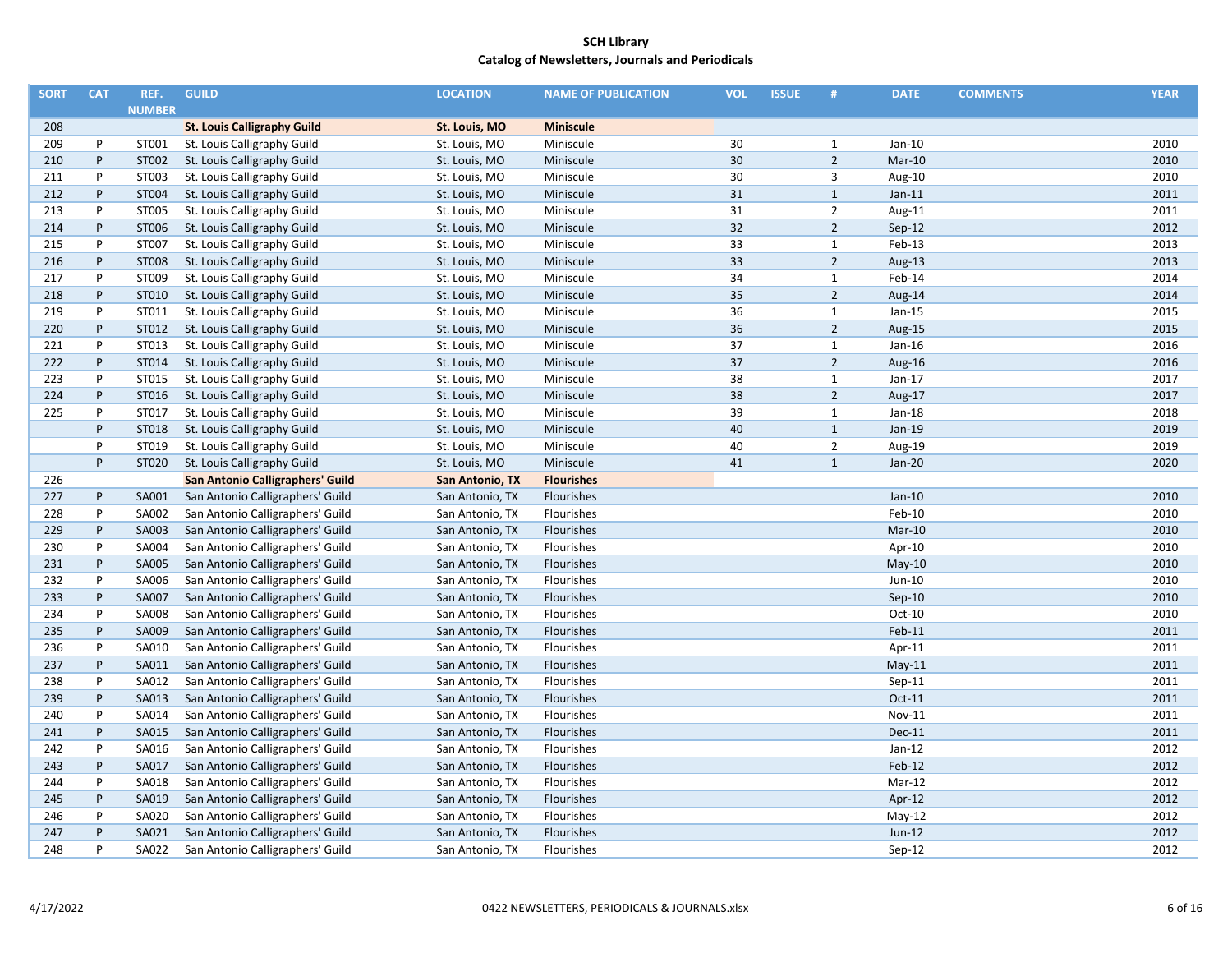# SCH Library

## Catalog of Newsletters, Journals and Periodicals

| SORT | CAT | REF. NUMBER | GUILD | LOCATION | NAME OF PUBLICATION | VOL | ISSUE | # | DATE | COMMENTS | YEAR |
|---|---|---|---|---|---|---|---|---|---|---|---|
| 208 | | | **St. Louis Calligraphy Guild** | **St. Louis, MO** | **Miniscule** | | | | | | |
| 209 | P | ST001 | St. Louis Calligraphy Guild | St. Louis, MO | Miniscule | 30 | | 1 | Jan-10 | | 2010 |
| 210 | P | ST002 | St. Louis Calligraphy Guild | St. Louis, MO | Miniscule | 30 | | 2 | Mar-10 | | 2010 |
| 211 | P | ST003 | St. Louis Calligraphy Guild | St. Louis, MO | Miniscule | 30 | | 3 | Aug-10 | | 2010 |
| 212 | P | ST004 | St. Louis Calligraphy Guild | St. Louis, MO | Miniscule | 31 | | 1 | Jan-11 | | 2011 |
| 213 | P | ST005 | St. Louis Calligraphy Guild | St. Louis, MO | Miniscule | 31 | | 2 | Aug-11 | | 2011 |
| 214 | P | ST006 | St. Louis Calligraphy Guild | St. Louis, MO | Miniscule | 32 | | 2 | Sep-12 | | 2012 |
| 215 | P | ST007 | St. Louis Calligraphy Guild | St. Louis, MO | Miniscule | 33 | | 1 | Feb-13 | | 2013 |
| 216 | P | ST008 | St. Louis Calligraphy Guild | St. Louis, MO | Miniscule | 33 | | 2 | Aug-13 | | 2013 |
| 217 | P | ST009 | St. Louis Calligraphy Guild | St. Louis, MO | Miniscule | 34 | | 1 | Feb-14 | | 2014 |
| 218 | P | ST010 | St. Louis Calligraphy Guild | St. Louis, MO | Miniscule | 35 | | 2 | Aug-14 | | 2014 |
| 219 | P | ST011 | St. Louis Calligraphy Guild | St. Louis, MO | Miniscule | 36 | | 1 | Jan-15 | | 2015 |
| 220 | P | ST012 | St. Louis Calligraphy Guild | St. Louis, MO | Miniscule | 36 | | 2 | Aug-15 | | 2015 |
| 221 | P | ST013 | St. Louis Calligraphy Guild | St. Louis, MO | Miniscule | 37 | | 1 | Jan-16 | | 2016 |
| 222 | P | ST014 | St. Louis Calligraphy Guild | St. Louis, MO | Miniscule | 37 | | 2 | Aug-16 | | 2016 |
| 223 | P | ST015 | St. Louis Calligraphy Guild | St. Louis, MO | Miniscule | 38 | | 1 | Jan-17 | | 2017 |
| 224 | P | ST016 | St. Louis Calligraphy Guild | St. Louis, MO | Miniscule | 38 | | 2 | Aug-17 | | 2017 |
| 225 | P | ST017 | St. Louis Calligraphy Guild | St. Louis, MO | Miniscule | 39 | | 1 | Jan-18 | | 2018 |
| | P | ST018 | St. Louis Calligraphy Guild | St. Louis, MO | Miniscule | 40 | | 1 | Jan-19 | | 2019 |
| | P | ST019 | St. Louis Calligraphy Guild | St. Louis, MO | Miniscule | 40 | | 2 | Aug-19 | | 2019 |
| | P | ST020 | St. Louis Calligraphy Guild | St. Louis, MO | Miniscule | 41 | | 1 | Jan-20 | | 2020 |
| 226 | | | **San Antonio Calligraphers' Guild** | **San Antonio, TX** | **Flourishes** | | | | | | |
| 227 | P | SA001 | San Antonio Calligraphers' Guild | San Antonio, TX | Flourishes | | | | Jan-10 | | 2010 |
| 228 | P | SA002 | San Antonio Calligraphers' Guild | San Antonio, TX | Flourishes | | | | Feb-10 | | 2010 |
| 229 | P | SA003 | San Antonio Calligraphers' Guild | San Antonio, TX | Flourishes | | | | Mar-10 | | 2010 |
| 230 | P | SA004 | San Antonio Calligraphers' Guild | San Antonio, TX | Flourishes | | | | Apr-10 | | 2010 |
| 231 | P | SA005 | San Antonio Calligraphers' Guild | San Antonio, TX | Flourishes | | | | May-10 | | 2010 |
| 232 | P | SA006 | San Antonio Calligraphers' Guild | San Antonio, TX | Flourishes | | | | Jun-10 | | 2010 |
| 233 | P | SA007 | San Antonio Calligraphers' Guild | San Antonio, TX | Flourishes | | | | Sep-10 | | 2010 |
| 234 | P | SA008 | San Antonio Calligraphers' Guild | San Antonio, TX | Flourishes | | | | Oct-10 | | 2010 |
| 235 | P | SA009 | San Antonio Calligraphers' Guild | San Antonio, TX | Flourishes | | | | Feb-11 | | 2011 |
| 236 | P | SA010 | San Antonio Calligraphers' Guild | San Antonio, TX | Flourishes | | | | Apr-11 | | 2011 |
| 237 | P | SA011 | San Antonio Calligraphers' Guild | San Antonio, TX | Flourishes | | | | May-11 | | 2011 |
| 238 | P | SA012 | San Antonio Calligraphers' Guild | San Antonio, TX | Flourishes | | | | Sep-11 | | 2011 |
| 239 | P | SA013 | San Antonio Calligraphers' Guild | San Antonio, TX | Flourishes | | | | Oct-11 | | 2011 |
| 240 | P | SA014 | San Antonio Calligraphers' Guild | San Antonio, TX | Flourishes | | | | Nov-11 | | 2011 |
| 241 | P | SA015 | San Antonio Calligraphers' Guild | San Antonio, TX | Flourishes | | | | Dec-11 | | 2011 |
| 242 | P | SA016 | San Antonio Calligraphers' Guild | San Antonio, TX | Flourishes | | | | Jan-12 | | 2012 |
| 243 | P | SA017 | San Antonio Calligraphers' Guild | San Antonio, TX | Flourishes | | | | Feb-12 | | 2012 |
| 244 | P | SA018 | San Antonio Calligraphers' Guild | San Antonio, TX | Flourishes | | | | Mar-12 | | 2012 |
| 245 | P | SA019 | San Antonio Calligraphers' Guild | San Antonio, TX | Flourishes | | | | Apr-12 | | 2012 |
| 246 | P | SA020 | San Antonio Calligraphers' Guild | San Antonio, TX | Flourishes | | | | May-12 | | 2012 |
| 247 | P | SA021 | San Antonio Calligraphers' Guild | San Antonio, TX | Flourishes | | | | Jun-12 | | 2012 |
| 248 | P | SA022 | San Antonio Calligraphers' Guild | San Antonio, TX | Flourishes | | | | Sep-12 | | 2012 |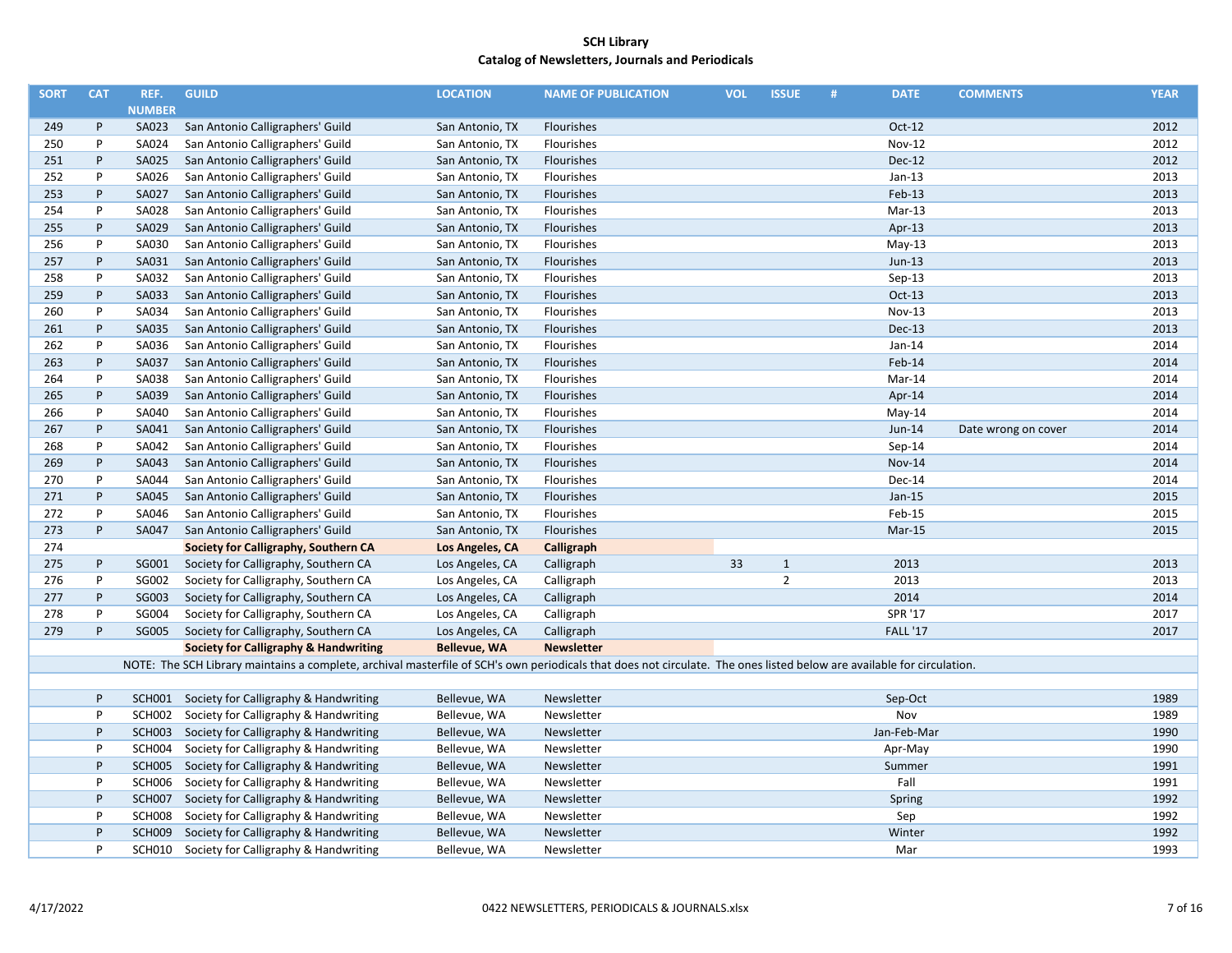# SCH Library

## Catalog of Newsletters, Journals and Periodicals

| SORT | CAT | REF. NUMBER | GUILD | LOCATION | NAME OF PUBLICATION | VOL | ISSUE | # | DATE | COMMENTS | YEAR |
|---|---|---|---|---|---|---|---|---|---|---|---|
| 249 | P | SA023 | San Antonio Calligraphers' Guild | San Antonio, TX | Flourishes | | | | Oct-12 | | 2012 |
| 250 | P | SA024 | San Antonio Calligraphers' Guild | San Antonio, TX | Flourishes | | | | Nov-12 | | 2012 |
| 251 | P | SA025 | San Antonio Calligraphers' Guild | San Antonio, TX | Flourishes | | | | Dec-12 | | 2012 |
| 252 | P | SA026 | San Antonio Calligraphers' Guild | San Antonio, TX | Flourishes | | | | Jan-13 | | 2013 |
| 253 | P | SA027 | San Antonio Calligraphers' Guild | San Antonio, TX | Flourishes | | | | Feb-13 | | 2013 |
| 254 | P | SA028 | San Antonio Calligraphers' Guild | San Antonio, TX | Flourishes | | | | Mar-13 | | 2013 |
| 255 | P | SA029 | San Antonio Calligraphers' Guild | San Antonio, TX | Flourishes | | | | Apr-13 | | 2013 |
| 256 | P | SA030 | San Antonio Calligraphers' Guild | San Antonio, TX | Flourishes | | | | May-13 | | 2013 |
| 257 | P | SA031 | San Antonio Calligraphers' Guild | San Antonio, TX | Flourishes | | | | Jun-13 | | 2013 |
| 258 | P | SA032 | San Antonio Calligraphers' Guild | San Antonio, TX | Flourishes | | | | Sep-13 | | 2013 |
| 259 | P | SA033 | San Antonio Calligraphers' Guild | San Antonio, TX | Flourishes | | | | Oct-13 | | 2013 |
| 260 | P | SA034 | San Antonio Calligraphers' Guild | San Antonio, TX | Flourishes | | | | Nov-13 | | 2013 |
| 261 | P | SA035 | San Antonio Calligraphers' Guild | San Antonio, TX | Flourishes | | | | Dec-13 | | 2013 |
| 262 | P | SA036 | San Antonio Calligraphers' Guild | San Antonio, TX | Flourishes | | | | Jan-14 | | 2014 |
| 263 | P | SA037 | San Antonio Calligraphers' Guild | San Antonio, TX | Flourishes | | | | Feb-14 | | 2014 |
| 264 | P | SA038 | San Antonio Calligraphers' Guild | San Antonio, TX | Flourishes | | | | Mar-14 | | 2014 |
| 265 | P | SA039 | San Antonio Calligraphers' Guild | San Antonio, TX | Flourishes | | | | Apr-14 | | 2014 |
| 266 | P | SA040 | San Antonio Calligraphers' Guild | San Antonio, TX | Flourishes | | | | May-14 | | 2014 |
| 267 | P | SA041 | San Antonio Calligraphers' Guild | San Antonio, TX | Flourishes | | | | Jun-14 | Date wrong on cover | 2014 |
| 268 | P | SA042 | San Antonio Calligraphers' Guild | San Antonio, TX | Flourishes | | | | Sep-14 | | 2014 |
| 269 | P | SA043 | San Antonio Calligraphers' Guild | San Antonio, TX | Flourishes | | | | Nov-14 | | 2014 |
| 270 | P | SA044 | San Antonio Calligraphers' Guild | San Antonio, TX | Flourishes | | | | Dec-14 | | 2014 |
| 271 | P | SA045 | San Antonio Calligraphers' Guild | San Antonio, TX | Flourishes | | | | Jan-15 | | 2015 |
| 272 | P | SA046 | San Antonio Calligraphers' Guild | San Antonio, TX | Flourishes | | | | Feb-15 | | 2015 |
| 273 | P | SA047 | San Antonio Calligraphers' Guild | San Antonio, TX | Flourishes | | | | Mar-15 | | 2015 |
| 274 | | | **Society for Calligraphy, Southern CA** | **Los Angeles, CA** | **Calligraph** | | | | | | |
| 275 | P | SG001 | Society for Calligraphy, Southern CA | Los Angeles, CA | Calligraph | 33 | 1 | | 2013 | | 2013 |
| 276 | P | SG002 | Society for Calligraphy, Southern CA | Los Angeles, CA | Calligraph | | 2 | | 2013 | | 2013 |
| 277 | P | SG003 | Society for Calligraphy, Southern CA | Los Angeles, CA | Calligraph | | | | 2014 | | 2014 |
| 278 | P | SG004 | Society for Calligraphy, Southern CA | Los Angeles, CA | Calligraph | | | | SPR '17 | | 2017 |
| 279 | P | SG005 | Society for Calligraphy, Southern CA | Los Angeles, CA | Calligraph | | | | FALL '17 | | 2017 |
| | | | **Society for Calligraphy & Handwriting** | **Bellevue, WA** | **Newsletter** | | | | | | |
| | | NOTE: The SCH Library maintains a complete, archival masterfile of SCH's own periodicals that does not circulate. The ones listed below are available for circulation. | | | | | | | | | |
| | | | | | | | | | | | |
| | P | SCH001 | Society for Calligraphy & Handwriting | Bellevue, WA | Newsletter | | | | Sep-Oct | | 1989 |
| | P | SCH002 | Society for Calligraphy & Handwriting | Bellevue, WA | Newsletter | | | | Nov | | 1989 |
| | P | SCH003 | Society for Calligraphy & Handwriting | Bellevue, WA | Newsletter | | | | Jan-Feb-Mar | | 1990 |
| | P | SCH004 | Society for Calligraphy & Handwriting | Bellevue, WA | Newsletter | | | | Apr-May | | 1990 |
| | P | SCH005 | Society for Calligraphy & Handwriting | Bellevue, WA | Newsletter | | | | Summer | | 1991 |
| | P | SCH006 | Society for Calligraphy & Handwriting | Bellevue, WA | Newsletter | | | | Fall | | 1991 |
| | P | SCH007 | Society for Calligraphy & Handwriting | Bellevue, WA | Newsletter | | | | Spring | | 1992 |
| | P | SCH008 | Society for Calligraphy & Handwriting | Bellevue, WA | Newsletter | | | | Sep | | 1992 |
| | P | SCH009 | Society for Calligraphy & Handwriting | Bellevue, WA | Newsletter | | | | Winter | | 1992 |
| | P | SCH010 | Society for Calligraphy & Handwriting | Bellevue, WA | Newsletter | | | | Mar | | 1993 |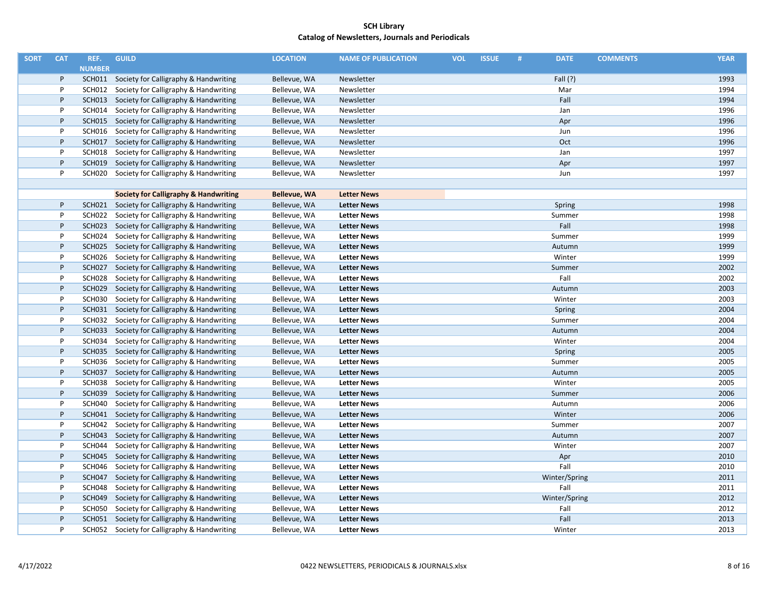**SCH Library**
**Catalog of Newsletters, Journals and Periodicals**

| SORT | CAT | REF. NUMBER | GUILD | LOCATION | NAME OF PUBLICATION | VOL | ISSUE | # | DATE | COMMENTS | YEAR |
|---|---|---|---|---|---|---|---|---|---|---|---|
| | P | SCH011 | Society for Calligraphy & Handwriting | Bellevue, WA | Newsletter | | | | Fall (?) | | 1993 |
| | P | SCH012 | Society for Calligraphy & Handwriting | Bellevue, WA | Newsletter | | | | Mar | | 1994 |
| | P | SCH013 | Society for Calligraphy & Handwriting | Bellevue, WA | Newsletter | | | | Fall | | 1994 |
| | P | SCH014 | Society for Calligraphy & Handwriting | Bellevue, WA | Newsletter | | | | Jan | | 1996 |
| | P | SCH015 | Society for Calligraphy & Handwriting | Bellevue, WA | Newsletter | | | | Apr | | 1996 |
| | P | SCH016 | Society for Calligraphy & Handwriting | Bellevue, WA | Newsletter | | | | Jun | | 1996 |
| | P | SCH017 | Society for Calligraphy & Handwriting | Bellevue, WA | Newsletter | | | | Oct | | 1996 |
| | P | SCH018 | Society for Calligraphy & Handwriting | Bellevue, WA | Newsletter | | | | Jan | | 1997 |
| | P | SCH019 | Society for Calligraphy & Handwriting | Bellevue, WA | Newsletter | | | | Apr | | 1997 |
| | P | SCH020 | Society for Calligraphy & Handwriting | Bellevue, WA | Newsletter | | | | Jun | | 1997 |
| | | | | | | | | | | | |
| | | | **Society for Calligraphy & Handwriting** | **Bellevue, WA** | **Letter News** | | | | | | |
| | P | SCH021 | Society for Calligraphy & Handwriting | Bellevue, WA | **Letter News** | | | | Spring | | 1998 |
| | P | SCH022 | Society for Calligraphy & Handwriting | Bellevue, WA | **Letter News** | | | | Summer | | 1998 |
| | P | SCH023 | Society for Calligraphy & Handwriting | Bellevue, WA | **Letter News** | | | | Fall | | 1998 |
| | P | SCH024 | Society for Calligraphy & Handwriting | Bellevue, WA | **Letter News** | | | | Summer | | 1999 |
| | P | SCH025 | Society for Calligraphy & Handwriting | Bellevue, WA | **Letter News** | | | | Autumn | | 1999 |
| | P | SCH026 | Society for Calligraphy & Handwriting | Bellevue, WA | **Letter News** | | | | Winter | | 1999 |
| | P | SCH027 | Society for Calligraphy & Handwriting | Bellevue, WA | **Letter News** | | | | Summer | | 2002 |
| | P | SCH028 | Society for Calligraphy & Handwriting | Bellevue, WA | **Letter News** | | | | Fall | | 2002 |
| | P | SCH029 | Society for Calligraphy & Handwriting | Bellevue, WA | **Letter News** | | | | Autumn | | 2003 |
| | P | SCH030 | Society for Calligraphy & Handwriting | Bellevue, WA | **Letter News** | | | | Winter | | 2003 |
| | P | SCH031 | Society for Calligraphy & Handwriting | Bellevue, WA | **Letter News** | | | | Spring | | 2004 |
| | P | SCH032 | Society for Calligraphy & Handwriting | Bellevue, WA | **Letter News** | | | | Summer | | 2004 |
| | P | SCH033 | Society for Calligraphy & Handwriting | Bellevue, WA | **Letter News** | | | | Autumn | | 2004 |
| | P | SCH034 | Society for Calligraphy & Handwriting | Bellevue, WA | **Letter News** | | | | Winter | | 2004 |
| | P | SCH035 | Society for Calligraphy & Handwriting | Bellevue, WA | **Letter News** | | | | Spring | | 2005 |
| | P | SCH036 | Society for Calligraphy & Handwriting | Bellevue, WA | **Letter News** | | | | Summer | | 2005 |
| | P | SCH037 | Society for Calligraphy & Handwriting | Bellevue, WA | **Letter News** | | | | Autumn | | 2005 |
| | P | SCH038 | Society for Calligraphy & Handwriting | Bellevue, WA | **Letter News** | | | | Winter | | 2005 |
| | P | SCH039 | Society for Calligraphy & Handwriting | Bellevue, WA | **Letter News** | | | | Summer | | 2006 |
| | P | SCH040 | Society for Calligraphy & Handwriting | Bellevue, WA | **Letter News** | | | | Autumn | | 2006 |
| | P | SCH041 | Society for Calligraphy & Handwriting | Bellevue, WA | **Letter News** | | | | Winter | | 2006 |
| | P | SCH042 | Society for Calligraphy & Handwriting | Bellevue, WA | **Letter News** | | | | Summer | | 2007 |
| | P | SCH043 | Society for Calligraphy & Handwriting | Bellevue, WA | **Letter News** | | | | Autumn | | 2007 |
| | P | SCH044 | Society for Calligraphy & Handwriting | Bellevue, WA | **Letter News** | | | | Winter | | 2007 |
| | P | SCH045 | Society for Calligraphy & Handwriting | Bellevue, WA | **Letter News** | | | | Apr | | 2010 |
| | P | SCH046 | Society for Calligraphy & Handwriting | Bellevue, WA | **Letter News** | | | | Fall | | 2010 |
| | P | SCH047 | Society for Calligraphy & Handwriting | Bellevue, WA | **Letter News** | | | | Winter/Spring | | 2011 |
| | P | SCH048 | Society for Calligraphy & Handwriting | Bellevue, WA | **Letter News** | | | | Fall | | 2011 |
| | P | SCH049 | Society for Calligraphy & Handwriting | Bellevue, WA | **Letter News** | | | | Winter/Spring | | 2012 |
| | P | SCH050 | Society for Calligraphy & Handwriting | Bellevue, WA | **Letter News** | | | | Fall | | 2012 |
| | P | SCH051 | Society for Calligraphy & Handwriting | Bellevue, WA | **Letter News** | | | | Fall | | 2013 |
| | P | SCH052 | Society for Calligraphy & Handwriting | Bellevue, WA | **Letter News** | | | | Winter | | 2013 |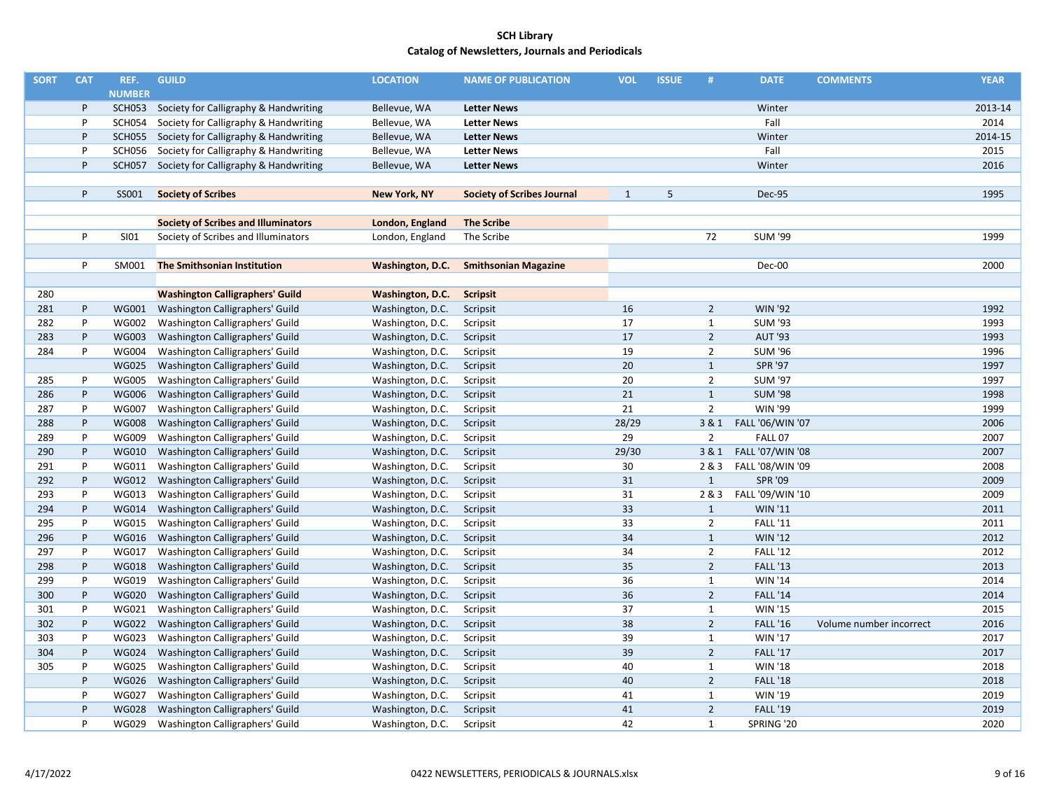# SCH Library

## Catalog of Newsletters, Journals and Periodicals

| SORT | CAT | REF. NUMBER | GUILD | LOCATION | NAME OF PUBLICATION | VOL | ISSUE | # | DATE | COMMENTS | YEAR |
|---|---|---|---|---|---|---|---|---|---|---|---|
| | P | SCH053 | Society for Calligraphy & Handwriting | Bellevue, WA | **Letter News** | | | | Winter | | 2013-14 |
| | P | SCH054 | Society for Calligraphy & Handwriting | Bellevue, WA | **Letter News** | | | | Fall | | 2014 |
| | P | SCH055 | Society for Calligraphy & Handwriting | Bellevue, WA | **Letter News** | | | | Winter | | 2014-15 |
| | P | SCH056 | Society for Calligraphy & Handwriting | Bellevue, WA | **Letter News** | | | | Fall | | 2015 |
| | P | SCH057 | Society for Calligraphy & Handwriting | Bellevue, WA | **Letter News** | | | | Winter | | 2016 |
| | | | | | | | | | | | |
| | P | SS001 | **Society of Scribes** | **New York, NY** | **Society of Scribes Journal** | 1 | 5 | | Dec-95 | | 1995 |
| | | | | | | | | | | | |
| | | | **Society of Scribes and Illuminators** | **London, England** | **The Scribe** | | | | | | |
| | P | SI01 | Society of Scribes and Illuminators | London, England | The Scribe | | | 72 | SUM '99 | | 1999 |
| | | | | | | | | | | | |
| | P | SM001 | **The Smithsonian Institution** | **Washington, D.C.** | **Smithsonian Magazine** | | | | Dec-00 | | 2000 |
| | | | | | | | | | | | |
| 280 | | | **Washington Calligraphers' Guild** | **Washington, D.C.** | **Scripsit** | | | | | | |
| 281 | P | WG001 | Washington Calligraphers' Guild | Washington, D.C. | Scripsit | 16 | | 2 | WIN '92 | | 1992 |
| 282 | P | WG002 | Washington Calligraphers' Guild | Washington, D.C. | Scripsit | 17 | | 1 | SUM '93 | | 1993 |
| 283 | P | WG003 | Washington Calligraphers' Guild | Washington, D.C. | Scripsit | 17 | | 2 | AUT '93 | | 1993 |
| 284 | P | WG004 | Washington Calligraphers' Guild | Washington, D.C. | Scripsit | 19 | | 2 | SUM '96 | | 1996 |
| | | WG025 | Washington Calligraphers' Guild | Washington, D.C. | Scripsit | 20 | | 1 | SPR '97 | | 1997 |
| 285 | P | WG005 | Washington Calligraphers' Guild | Washington, D.C. | Scripsit | 20 | | 2 | SUM '97 | | 1997 |
| 286 | P | WG006 | Washington Calligraphers' Guild | Washington, D.C. | Scripsit | 21 | | 1 | SUM '98 | | 1998 |
| 287 | P | WG007 | Washington Calligraphers' Guild | Washington, D.C. | Scripsit | 21 | | 2 | WIN '99 | | 1999 |
| 288 | P | WG008 | Washington Calligraphers' Guild | Washington, D.C. | Scripsit | 28/29 | | 3 & 1 | FALL '06/WIN '07 | | 2006 |
| 289 | P | WG009 | Washington Calligraphers' Guild | Washington, D.C. | Scripsit | 29 | | 2 | FALL 07 | | 2007 |
| 290 | P | WG010 | Washington Calligraphers' Guild | Washington, D.C. | Scripsit | 29/30 | | 3 & 1 | FALL '07/WIN '08 | | 2007 |
| 291 | P | WG011 | Washington Calligraphers' Guild | Washington, D.C. | Scripsit | 30 | | 2 & 3 | FALL '08/WIN '09 | | 2008 |
| 292 | P | WG012 | Washington Calligraphers' Guild | Washington, D.C. | Scripsit | 31 | | 1 | SPR '09 | | 2009 |
| 293 | P | WG013 | Washington Calligraphers' Guild | Washington, D.C. | Scripsit | 31 | | 2 & 3 | FALL '09/WIN '10 | | 2009 |
| 294 | P | WG014 | Washington Calligraphers' Guild | Washington, D.C. | Scripsit | 33 | | 1 | WIN '11 | | 2011 |
| 295 | P | WG015 | Washington Calligraphers' Guild | Washington, D.C. | Scripsit | 33 | | 2 | FALL '11 | | 2011 |
| 296 | P | WG016 | Washington Calligraphers' Guild | Washington, D.C. | Scripsit | 34 | | 1 | WIN '12 | | 2012 |
| 297 | P | WG017 | Washington Calligraphers' Guild | Washington, D.C. | Scripsit | 34 | | 2 | FALL '12 | | 2012 |
| 298 | P | WG018 | Washington Calligraphers' Guild | Washington, D.C. | Scripsit | 35 | | 2 | FALL '13 | | 2013 |
| 299 | P | WG019 | Washington Calligraphers' Guild | Washington, D.C. | Scripsit | 36 | | 1 | WIN '14 | | 2014 |
| 300 | P | WG020 | Washington Calligraphers' Guild | Washington, D.C. | Scripsit | 36 | | 2 | FALL '14 | | 2014 |
| 301 | P | WG021 | Washington Calligraphers' Guild | Washington, D.C. | Scripsit | 37 | | 1 | WIN '15 | | 2015 |
| 302 | P | WG022 | Washington Calligraphers' Guild | Washington, D.C. | Scripsit | 38 | | 2 | FALL '16 | Volume number incorrect | 2016 |
| 303 | P | WG023 | Washington Calligraphers' Guild | Washington, D.C. | Scripsit | 39 | | 1 | WIN '17 | | 2017 |
| 304 | P | WG024 | Washington Calligraphers' Guild | Washington, D.C. | Scripsit | 39 | | 2 | FALL '17 | | 2017 |
| 305 | P | WG025 | Washington Calligraphers' Guild | Washington, D.C. | Scripsit | 40 | | 1 | WIN '18 | | 2018 |
| | P | WG026 | Washington Calligraphers' Guild | Washington, D.C. | Scripsit | 40 | | 2 | FALL '18 | | 2018 |
| | P | WG027 | Washington Calligraphers' Guild | Washington, D.C. | Scripsit | 41 | | 1 | WIN '19 | | 2019 |
| | P | WG028 | Washington Calligraphers' Guild | Washington, D.C. | Scripsit | 41 | | 2 | FALL '19 | | 2019 |
| | P | WG029 | Washington Calligraphers' Guild | Washington, D.C. | Scripsit | 42 | | 1 | SPRING '20 | | 2020 |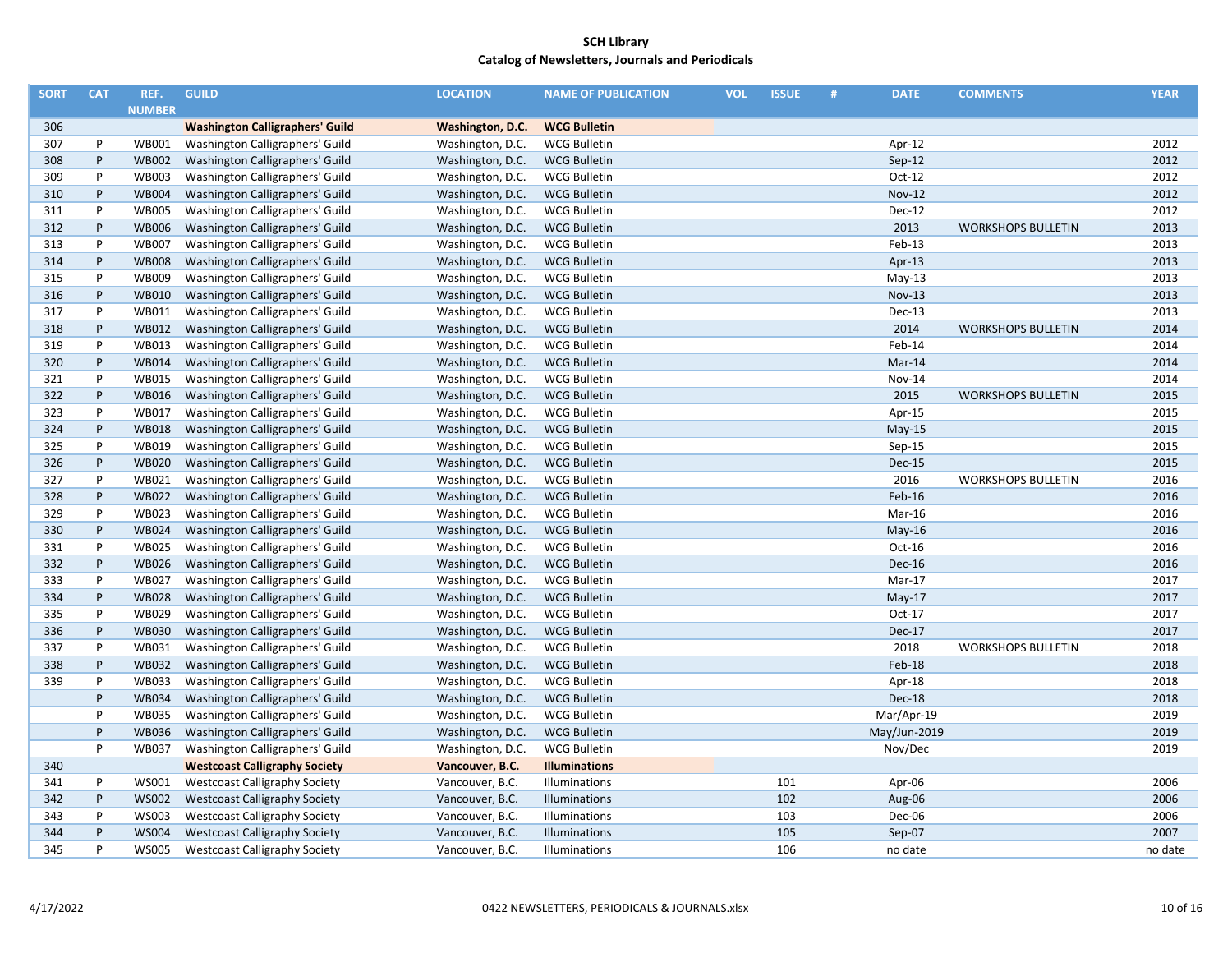# SCH Library
## Catalog of Newsletters, Journals and Periodicals

| SORT | CAT | REF. NUMBER | GUILD | LOCATION | NAME OF PUBLICATION | VOL | ISSUE | # | DATE | COMMENTS | YEAR |
|---|---|---|---|---|---|---|---|---|---|---|---|
| 306 | | | **Washington Calligraphers' Guild** | **Washington, D.C.** | **WCG Bulletin** | | | | | | |
| 307 | P | WB001 | Washington Calligraphers' Guild | Washington, D.C. | WCG Bulletin | | | | Apr-12 | | 2012 |
| 308 | P | WB002 | Washington Calligraphers' Guild | Washington, D.C. | WCG Bulletin | | | | Sep-12 | | 2012 |
| 309 | P | WB003 | Washington Calligraphers' Guild | Washington, D.C. | WCG Bulletin | | | | Oct-12 | | 2012 |
| 310 | P | WB004 | Washington Calligraphers' Guild | Washington, D.C. | WCG Bulletin | | | | Nov-12 | | 2012 |
| 311 | P | WB005 | Washington Calligraphers' Guild | Washington, D.C. | WCG Bulletin | | | | Dec-12 | | 2012 |
| 312 | P | WB006 | Washington Calligraphers' Guild | Washington, D.C. | WCG Bulletin | | | | 2013 | WORKSHOPS BULLETIN | 2013 |
| 313 | P | WB007 | Washington Calligraphers' Guild | Washington, D.C. | WCG Bulletin | | | | Feb-13 | | 2013 |
| 314 | P | WB008 | Washington Calligraphers' Guild | Washington, D.C. | WCG Bulletin | | | | Apr-13 | | 2013 |
| 315 | P | WB009 | Washington Calligraphers' Guild | Washington, D.C. | WCG Bulletin | | | | May-13 | | 2013 |
| 316 | P | WB010 | Washington Calligraphers' Guild | Washington, D.C. | WCG Bulletin | | | | Nov-13 | | 2013 |
| 317 | P | WB011 | Washington Calligraphers' Guild | Washington, D.C. | WCG Bulletin | | | | Dec-13 | | 2013 |
| 318 | P | WB012 | Washington Calligraphers' Guild | Washington, D.C. | WCG Bulletin | | | | 2014 | WORKSHOPS BULLETIN | 2014 |
| 319 | P | WB013 | Washington Calligraphers' Guild | Washington, D.C. | WCG Bulletin | | | | Feb-14 | | 2014 |
| 320 | P | WB014 | Washington Calligraphers' Guild | Washington, D.C. | WCG Bulletin | | | | Mar-14 | | 2014 |
| 321 | P | WB015 | Washington Calligraphers' Guild | Washington, D.C. | WCG Bulletin | | | | Nov-14 | | 2014 |
| 322 | P | WB016 | Washington Calligraphers' Guild | Washington, D.C. | WCG Bulletin | | | | 2015 | WORKSHOPS BULLETIN | 2015 |
| 323 | P | WB017 | Washington Calligraphers' Guild | Washington, D.C. | WCG Bulletin | | | | Apr-15 | | 2015 |
| 324 | P | WB018 | Washington Calligraphers' Guild | Washington, D.C. | WCG Bulletin | | | | May-15 | | 2015 |
| 325 | P | WB019 | Washington Calligraphers' Guild | Washington, D.C. | WCG Bulletin | | | | Sep-15 | | 2015 |
| 326 | P | WB020 | Washington Calligraphers' Guild | Washington, D.C. | WCG Bulletin | | | | Dec-15 | | 2015 |
| 327 | P | WB021 | Washington Calligraphers' Guild | Washington, D.C. | WCG Bulletin | | | | 2016 | WORKSHOPS BULLETIN | 2016 |
| 328 | P | WB022 | Washington Calligraphers' Guild | Washington, D.C. | WCG Bulletin | | | | Feb-16 | | 2016 |
| 329 | P | WB023 | Washington Calligraphers' Guild | Washington, D.C. | WCG Bulletin | | | | Mar-16 | | 2016 |
| 330 | P | WB024 | Washington Calligraphers' Guild | Washington, D.C. | WCG Bulletin | | | | May-16 | | 2016 |
| 331 | P | WB025 | Washington Calligraphers' Guild | Washington, D.C. | WCG Bulletin | | | | Oct-16 | | 2016 |
| 332 | P | WB026 | Washington Calligraphers' Guild | Washington, D.C. | WCG Bulletin | | | | Dec-16 | | 2016 |
| 333 | P | WB027 | Washington Calligraphers' Guild | Washington, D.C. | WCG Bulletin | | | | Mar-17 | | 2017 |
| 334 | P | WB028 | Washington Calligraphers' Guild | Washington, D.C. | WCG Bulletin | | | | May-17 | | 2017 |
| 335 | P | WB029 | Washington Calligraphers' Guild | Washington, D.C. | WCG Bulletin | | | | Oct-17 | | 2017 |
| 336 | P | WB030 | Washington Calligraphers' Guild | Washington, D.C. | WCG Bulletin | | | | Dec-17 | | 2017 |
| 337 | P | WB031 | Washington Calligraphers' Guild | Washington, D.C. | WCG Bulletin | | | | 2018 | WORKSHOPS BULLETIN | 2018 |
| 338 | P | WB032 | Washington Calligraphers' Guild | Washington, D.C. | WCG Bulletin | | | | Feb-18 | | 2018 |
| 339 | P | WB033 | Washington Calligraphers' Guild | Washington, D.C. | WCG Bulletin | | | | Apr-18 | | 2018 |
| | P | WB034 | Washington Calligraphers' Guild | Washington, D.C. | WCG Bulletin | | | | Dec-18 | | 2018 |
| | P | WB035 | Washington Calligraphers' Guild | Washington, D.C. | WCG Bulletin | | | | Mar/Apr-19 | | 2019 |
| | P | WB036 | Washington Calligraphers' Guild | Washington, D.C. | WCG Bulletin | | | | May/Jun-2019 | | 2019 |
| | P | WB037 | Washington Calligraphers' Guild | Washington, D.C. | WCG Bulletin | | | | Nov/Dec | | 2019 |
| 340 | | | **Westcoast Calligraphy Society** | **Vancouver, B.C.** | **Illuminations** | | | | | | |
| 341 | P | WS001 | Westcoast Calligraphy Society | Vancouver, B.C. | Illuminations | | 101 | | Apr-06 | | 2006 |
| 342 | P | WS002 | Westcoast Calligraphy Society | Vancouver, B.C. | Illuminations | | 102 | | Aug-06 | | 2006 |
| 343 | P | WS003 | Westcoast Calligraphy Society | Vancouver, B.C. | Illuminations | | 103 | | Dec-06 | | 2006 |
| 344 | P | WS004 | Westcoast Calligraphy Society | Vancouver, B.C. | Illuminations | | 105 | | Sep-07 | | 2007 |
| 345 | P | WS005 | Westcoast Calligraphy Society | Vancouver, B.C. | Illuminations | | 106 | | no date | | no date |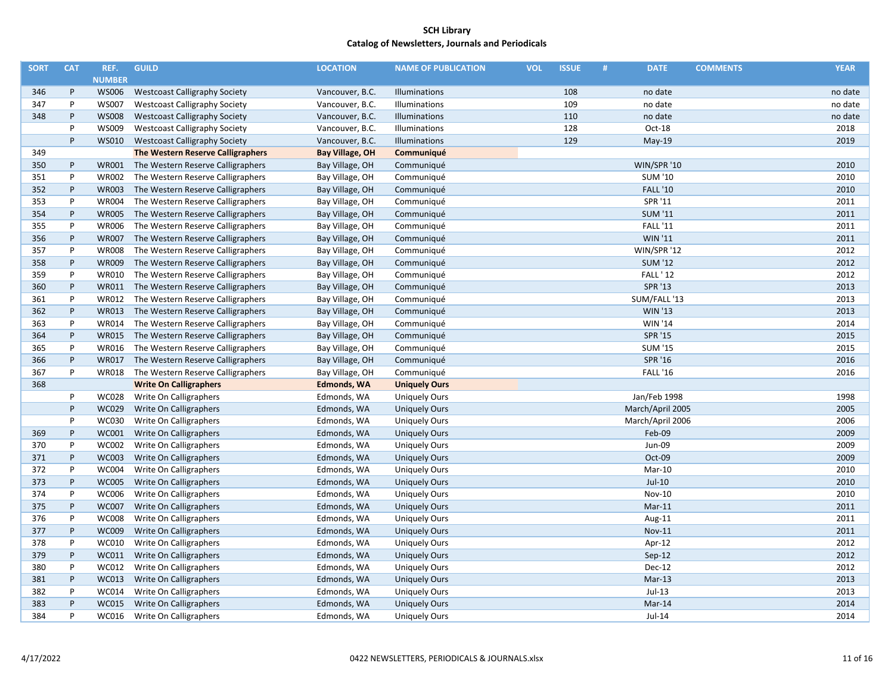**SCH Library**
**Catalog of Newsletters, Journals and Periodicals**

| SORT | CAT | REF. NUMBER | GUILD | LOCATION | NAME OF PUBLICATION | VOL | ISSUE | # | DATE | COMMENTS | YEAR |
|---|---|---|---|---|---|---|---|---|---|---|---|
| 346 | P | WS006 | Westcoast Calligraphy Society | Vancouver, B.C. | Illuminations | | 108 | | no date | | no date |
| 347 | P | WS007 | Westcoast Calligraphy Society | Vancouver, B.C. | Illuminations | | 109 | | no date | | no date |
| 348 | P | WS008 | Westcoast Calligraphy Society | Vancouver, B.C. | Illuminations | | 110 | | no date | | no date |
| | P | WS009 | Westcoast Calligraphy Society | Vancouver, B.C. | Illuminations | | 128 | | Oct-18 | | 2018 |
| | P | WS010 | Westcoast Calligraphy Society | Vancouver, B.C. | Illuminations | | 129 | | May-19 | | 2019 |
| 349 | | | **The Western Reserve Calligraphers** | **Bay Village, OH** | **Communiqué** | | | | | | |
| 350 | P | WR001 | The Western Reserve Calligraphers | Bay Village, OH | Communiqué | | | | WIN/SPR '10 | | 2010 |
| 351 | P | WR002 | The Western Reserve Calligraphers | Bay Village, OH | Communiqué | | | | SUM '10 | | 2010 |
| 352 | P | WR003 | The Western Reserve Calligraphers | Bay Village, OH | Communiqué | | | | FALL '10 | | 2010 |
| 353 | P | WR004 | The Western Reserve Calligraphers | Bay Village, OH | Communiqué | | | | SPR '11 | | 2011 |
| 354 | P | WR005 | The Western Reserve Calligraphers | Bay Village, OH | Communiqué | | | | SUM '11 | | 2011 |
| 355 | P | WR006 | The Western Reserve Calligraphers | Bay Village, OH | Communiqué | | | | FALL '11 | | 2011 |
| 356 | P | WR007 | The Western Reserve Calligraphers | Bay Village, OH | Communiqué | | | | WIN '11 | | 2011 |
| 357 | P | WR008 | The Western Reserve Calligraphers | Bay Village, OH | Communiqué | | | | WIN/SPR '12 | | 2012 |
| 358 | P | WR009 | The Western Reserve Calligraphers | Bay Village, OH | Communiqué | | | | SUM '12 | | 2012 |
| 359 | P | WR010 | The Western Reserve Calligraphers | Bay Village, OH | Communiqué | | | | FALL ' 12 | | 2012 |
| 360 | P | WR011 | The Western Reserve Calligraphers | Bay Village, OH | Communiqué | | | | SPR '13 | | 2013 |
| 361 | P | WR012 | The Western Reserve Calligraphers | Bay Village, OH | Communiqué | | | | SUM/FALL '13 | | 2013 |
| 362 | P | WR013 | The Western Reserve Calligraphers | Bay Village, OH | Communiqué | | | | WIN '13 | | 2013 |
| 363 | P | WR014 | The Western Reserve Calligraphers | Bay Village, OH | Communiqué | | | | WIN '14 | | 2014 |
| 364 | P | WR015 | The Western Reserve Calligraphers | Bay Village, OH | Communiqué | | | | SPR '15 | | 2015 |
| 365 | P | WR016 | The Western Reserve Calligraphers | Bay Village, OH | Communiqué | | | | SUM '15 | | 2015 |
| 366 | P | WR017 | The Western Reserve Calligraphers | Bay Village, OH | Communiqué | | | | SPR '16 | | 2016 |
| 367 | P | WR018 | The Western Reserve Calligraphers | Bay Village, OH | Communiqué | | | | FALL '16 | | 2016 |
| 368 | | | **Write On Calligraphers** | **Edmonds, WA** | **Uniquely Ours** | | | | | | |
| | P | WC028 | Write On Calligraphers | Edmonds, WA | Uniquely Ours | | | | Jan/Feb 1998 | | 1998 |
| | P | WC029 | Write On Calligraphers | Edmonds, WA | Uniquely Ours | | | | March/April 2005 | | 2005 |
| | P | WC030 | Write On Calligraphers | Edmonds, WA | Uniquely Ours | | | | March/April 2006 | | 2006 |
| 369 | P | WC001 | Write On Calligraphers | Edmonds, WA | Uniquely Ours | | | | Feb-09 | | 2009 |
| 370 | P | WC002 | Write On Calligraphers | Edmonds, WA | Uniquely Ours | | | | Jun-09 | | 2009 |
| 371 | P | WC003 | Write On Calligraphers | Edmonds, WA | Uniquely Ours | | | | Oct-09 | | 2009 |
| 372 | P | WC004 | Write On Calligraphers | Edmonds, WA | Uniquely Ours | | | | Mar-10 | | 2010 |
| 373 | P | WC005 | Write On Calligraphers | Edmonds, WA | Uniquely Ours | | | | Jul-10 | | 2010 |
| 374 | P | WC006 | Write On Calligraphers | Edmonds, WA | Uniquely Ours | | | | Nov-10 | | 2010 |
| 375 | P | WC007 | Write On Calligraphers | Edmonds, WA | Uniquely Ours | | | | Mar-11 | | 2011 |
| 376 | P | WC008 | Write On Calligraphers | Edmonds, WA | Uniquely Ours | | | | Aug-11 | | 2011 |
| 377 | P | WC009 | Write On Calligraphers | Edmonds, WA | Uniquely Ours | | | | Nov-11 | | 2011 |
| 378 | P | WC010 | Write On Calligraphers | Edmonds, WA | Uniquely Ours | | | | Apr-12 | | 2012 |
| 379 | P | WC011 | Write On Calligraphers | Edmonds, WA | Uniquely Ours | | | | Sep-12 | | 2012 |
| 380 | P | WC012 | Write On Calligraphers | Edmonds, WA | Uniquely Ours | | | | Dec-12 | | 2012 |
| 381 | P | WC013 | Write On Calligraphers | Edmonds, WA | Uniquely Ours | | | | Mar-13 | | 2013 |
| 382 | P | WC014 | Write On Calligraphers | Edmonds, WA | Uniquely Ours | | | | Jul-13 | | 2013 |
| 383 | P | WC015 | Write On Calligraphers | Edmonds, WA | Uniquely Ours | | | | Mar-14 | | 2014 |
| 384 | P | WC016 | Write On Calligraphers | Edmonds, WA | Uniquely Ours | | | | Jul-14 | | 2014 |

4/17/2022 0422 NEWSLETTERS, PERIODICALS & JOURNALS.xlsx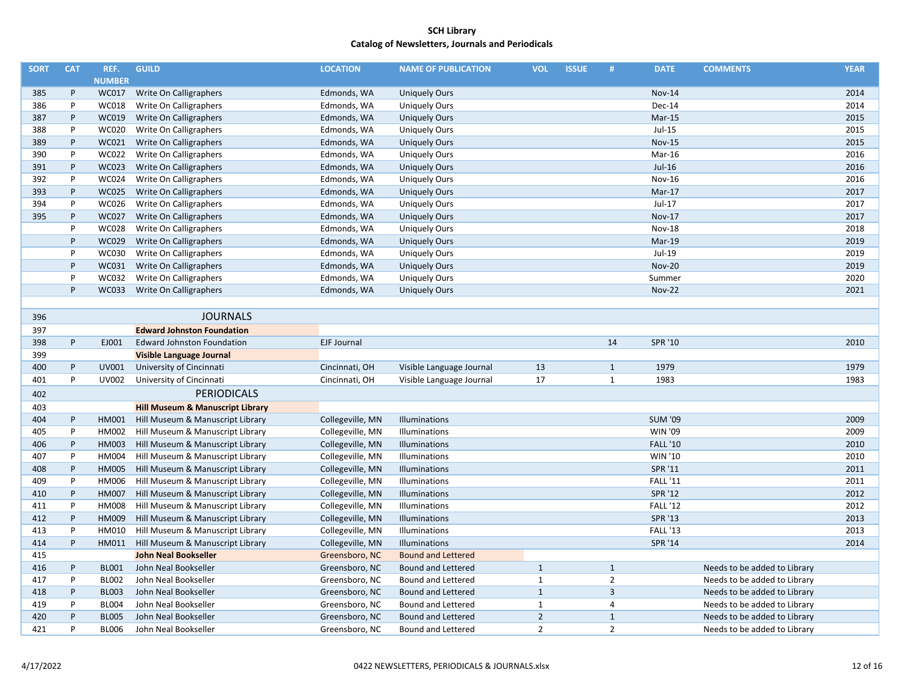**SCH Library**
**Catalog of Newsletters, Journals and Periodicals**

| SORT | CAT | REF. NUMBER | GUILD | LOCATION | NAME OF PUBLICATION | VOL | ISSUE | # | DATE | COMMENTS | YEAR |
|---|---|---|---|---|---|---|---|---|---|---|---|
| 385 | P | WC017 | Write On Calligraphers | Edmonds, WA | Uniquely Ours | | | | Nov-14 | | 2014 |
| 386 | P | WC018 | Write On Calligraphers | Edmonds, WA | Uniquely Ours | | | | Dec-14 | | 2014 |
| 387 | P | WC019 | Write On Calligraphers | Edmonds, WA | Uniquely Ours | | | | Mar-15 | | 2015 |
| 388 | P | WC020 | Write On Calligraphers | Edmonds, WA | Uniquely Ours | | | | Jul-15 | | 2015 |
| 389 | P | WC021 | Write On Calligraphers | Edmonds, WA | Uniquely Ours | | | | Nov-15 | | 2015 |
| 390 | P | WC022 | Write On Calligraphers | Edmonds, WA | Uniquely Ours | | | | Mar-16 | | 2016 |
| 391 | P | WC023 | Write On Calligraphers | Edmonds, WA | Uniquely Ours | | | | Jul-16 | | 2016 |
| 392 | P | WC024 | Write On Calligraphers | Edmonds, WA | Uniquely Ours | | | | Nov-16 | | 2016 |
| 393 | P | WC025 | Write On Calligraphers | Edmonds, WA | Uniquely Ours | | | | Mar-17 | | 2017 |
| 394 | P | WC026 | Write On Calligraphers | Edmonds, WA | Uniquely Ours | | | | Jul-17 | | 2017 |
| 395 | P | WC027 | Write On Calligraphers | Edmonds, WA | Uniquely Ours | | | | Nov-17 | | 2017 |
| | P | WC028 | Write On Calligraphers | Edmonds, WA | Uniquely Ours | | | | Nov-18 | | 2018 |
| | P | WC029 | Write On Calligraphers | Edmonds, WA | Uniquely Ours | | | | Mar-19 | | 2019 |
| | P | WC030 | Write On Calligraphers | Edmonds, WA | Uniquely Ours | | | | Jul-19 | | 2019 |
| | P | WC031 | Write On Calligraphers | Edmonds, WA | Uniquely Ours | | | | Nov-20 | | 2019 |
| | P | WC032 | Write On Calligraphers | Edmonds, WA | Uniquely Ours | | | | Summer | | 2020 |
| | P | WC033 | Write On Calligraphers | Edmonds, WA | Uniquely Ours | | | | Nov-22 | | 2021 |
| | | | | | | | | | | | |
| 396 | | | JOURNALS | | | | | | | | |
| 397 | | | **Edward Johnston Foundation** | | | | | | | | |
| 398 | P | EJ001 | Edward Johnston Foundation | EJF Journal | | | | 14 | SPR '10 | | 2010 |
| 399 | | | **Visible Language Journal** | | | | | | | | |
| 400 | P | UV001 | University of Cincinnati | Cincinnati, OH | Visible Language Journal | 13 | | 1 | 1979 | | 1979 |
| 401 | P | UV002 | University of Cincinnati | Cincinnati, OH | Visible Language Journal | 17 | | 1 | 1983 | | 1983 |
| 402 | | | PERIODICALS | | | | | | | | |
| 403 | | | **Hill Museum & Manuscript Library** | | | | | | | | |
| 404 | P | HM001 | Hill Museum & Manuscript Library | Collegeville, MN | Illuminations | | | | SUM '09 | | 2009 |
| 405 | P | HM002 | Hill Museum & Manuscript Library | Collegeville, MN | Illuminations | | | | WIN '09 | | 2009 |
| 406 | P | HM003 | Hill Museum & Manuscript Library | Collegeville, MN | Illuminations | | | | FALL '10 | | 2010 |
| 407 | P | HM004 | Hill Museum & Manuscript Library | Collegeville, MN | Illuminations | | | | WIN '10 | | 2010 |
| 408 | P | HM005 | Hill Museum & Manuscript Library | Collegeville, MN | Illuminations | | | | SPR '11 | | 2011 |
| 409 | P | HM006 | Hill Museum & Manuscript Library | Collegeville, MN | Illuminations | | | | FALL '11 | | 2011 |
| 410 | P | HM007 | Hill Museum & Manuscript Library | Collegeville, MN | Illuminations | | | | SPR '12 | | 2012 |
| 411 | P | HM008 | Hill Museum & Manuscript Library | Collegeville, MN | Illuminations | | | | FALL '12 | | 2012 |
| 412 | P | HM009 | Hill Museum & Manuscript Library | Collegeville, MN | Illuminations | | | | SPR '13 | | 2013 |
| 413 | P | HM010 | Hill Museum & Manuscript Library | Collegeville, MN | Illuminations | | | | FALL '13 | | 2013 |
| 414 | P | HM011 | Hill Museum & Manuscript Library | Collegeville, MN | Illuminations | | | | SPR '14 | | 2014 |
| 415 | | | **John Neal Bookseller** | Greensboro, NC | Bound and Lettered | | | | | | |
| 416 | P | BL001 | John Neal Bookseller | Greensboro, NC | Bound and Lettered | 1 | | 1 | | Needs to be added to Library | |
| 417 | P | BL002 | John Neal Bookseller | Greensboro, NC | Bound and Lettered | 1 | | 2 | | Needs to be added to Library | |
| 418 | P | BL003 | John Neal Bookseller | Greensboro, NC | Bound and Lettered | 1 | | 3 | | Needs to be added to Library | |
| 419 | P | BL004 | John Neal Bookseller | Greensboro, NC | Bound and Lettered | 1 | | 4 | | Needs to be added to Library | |
| 420 | P | BL005 | John Neal Bookseller | Greensboro, NC | Bound and Lettered | 2 | | 1 | | Needs to be added to Library | |
| 421 | P | BL006 | John Neal Bookseller | Greensboro, NC | Bound and Lettered | 2 | | 2 | | Needs to be added to Library | |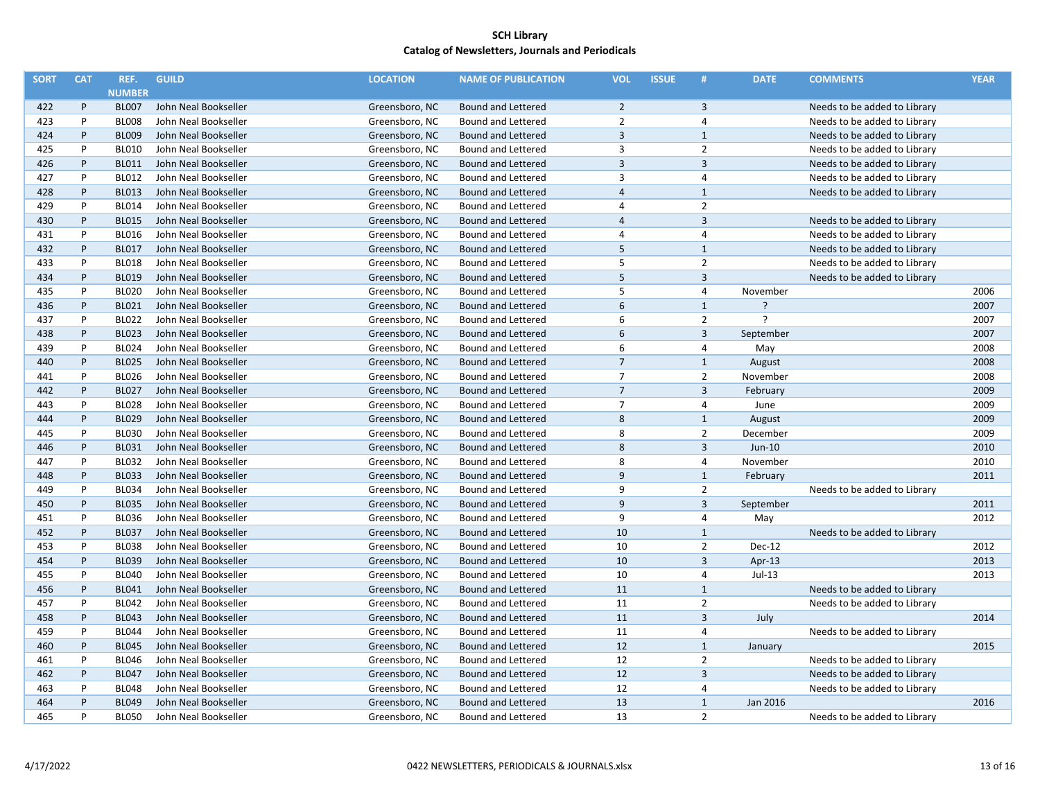**SCH Library**
**Catalog of Newsletters, Journals and Periodicals**

| SORT | CAT | REF. NUMBER | GUILD | LOCATION | NAME OF PUBLICATION | VOL | ISSUE | # | DATE | COMMENTS | YEAR |
|---|---|---|---|---|---|---|---|---|---|---|---|
| 422 | P | BL007 | John Neal Bookseller | Greensboro, NC | Bound and Lettered | 2 | | 3 | | Needs to be added to Library | |
| 423 | P | BL008 | John Neal Bookseller | Greensboro, NC | Bound and Lettered | 2 | | 4 | | Needs to be added to Library | |
| 424 | P | BL009 | John Neal Bookseller | Greensboro, NC | Bound and Lettered | 3 | | 1 | | Needs to be added to Library | |
| 425 | P | BL010 | John Neal Bookseller | Greensboro, NC | Bound and Lettered | 3 | | 2 | | Needs to be added to Library | |
| 426 | P | BL011 | John Neal Bookseller | Greensboro, NC | Bound and Lettered | 3 | | 3 | | Needs to be added to Library | |
| 427 | P | BL012 | John Neal Bookseller | Greensboro, NC | Bound and Lettered | 3 | | 4 | | Needs to be added to Library | |
| 428 | P | BL013 | John Neal Bookseller | Greensboro, NC | Bound and Lettered | 4 | | 1 | | Needs to be added to Library | |
| 429 | P | BL014 | John Neal Bookseller | Greensboro, NC | Bound and Lettered | 4 | | 2 | | | |
| 430 | P | BL015 | John Neal Bookseller | Greensboro, NC | Bound and Lettered | 4 | | 3 | | Needs to be added to Library | |
| 431 | P | BL016 | John Neal Bookseller | Greensboro, NC | Bound and Lettered | 4 | | 4 | | Needs to be added to Library | |
| 432 | P | BL017 | John Neal Bookseller | Greensboro, NC | Bound and Lettered | 5 | | 1 | | Needs to be added to Library | |
| 433 | P | BL018 | John Neal Bookseller | Greensboro, NC | Bound and Lettered | 5 | | 2 | | Needs to be added to Library | |
| 434 | P | BL019 | John Neal Bookseller | Greensboro, NC | Bound and Lettered | 5 | | 3 | | Needs to be added to Library | |
| 435 | P | BL020 | John Neal Bookseller | Greensboro, NC | Bound and Lettered | 5 | | 4 | November | | 2006 |
| 436 | P | BL021 | John Neal Bookseller | Greensboro, NC | Bound and Lettered | 6 | | 1 | ? | | 2007 |
| 437 | P | BL022 | John Neal Bookseller | Greensboro, NC | Bound and Lettered | 6 | | 2 | ? | | 2007 |
| 438 | P | BL023 | John Neal Bookseller | Greensboro, NC | Bound and Lettered | 6 | | 3 | September | | 2007 |
| 439 | P | BL024 | John Neal Bookseller | Greensboro, NC | Bound and Lettered | 6 | | 4 | May | | 2008 |
| 440 | P | BL025 | John Neal Bookseller | Greensboro, NC | Bound and Lettered | 7 | | 1 | August | | 2008 |
| 441 | P | BL026 | John Neal Bookseller | Greensboro, NC | Bound and Lettered | 7 | | 2 | November | | 2008 |
| 442 | P | BL027 | John Neal Bookseller | Greensboro, NC | Bound and Lettered | 7 | | 3 | February | | 2009 |
| 443 | P | BL028 | John Neal Bookseller | Greensboro, NC | Bound and Lettered | 7 | | 4 | June | | 2009 |
| 444 | P | BL029 | John Neal Bookseller | Greensboro, NC | Bound and Lettered | 8 | | 1 | August | | 2009 |
| 445 | P | BL030 | John Neal Bookseller | Greensboro, NC | Bound and Lettered | 8 | | 2 | December | | 2009 |
| 446 | P | BL031 | John Neal Bookseller | Greensboro, NC | Bound and Lettered | 8 | | 3 | Jun-10 | | 2010 |
| 447 | P | BL032 | John Neal Bookseller | Greensboro, NC | Bound and Lettered | 8 | | 4 | November | | 2010 |
| 448 | P | BL033 | John Neal Bookseller | Greensboro, NC | Bound and Lettered | 9 | | 1 | February | | 2011 |
| 449 | P | BL034 | John Neal Bookseller | Greensboro, NC | Bound and Lettered | 9 | | 2 | | Needs to be added to Library | |
| 450 | P | BL035 | John Neal Bookseller | Greensboro, NC | Bound and Lettered | 9 | | 3 | September | | 2011 |
| 451 | P | BL036 | John Neal Bookseller | Greensboro, NC | Bound and Lettered | 9 | | 4 | May | | 2012 |
| 452 | P | BL037 | John Neal Bookseller | Greensboro, NC | Bound and Lettered | 10 | | 1 | | Needs to be added to Library | |
| 453 | P | BL038 | John Neal Bookseller | Greensboro, NC | Bound and Lettered | 10 | | 2 | Dec-12 | | 2012 |
| 454 | P | BL039 | John Neal Bookseller | Greensboro, NC | Bound and Lettered | 10 | | 3 | Apr-13 | | 2013 |
| 455 | P | BL040 | John Neal Bookseller | Greensboro, NC | Bound and Lettered | 10 | | 4 | Jul-13 | | 2013 |
| 456 | P | BL041 | John Neal Bookseller | Greensboro, NC | Bound and Lettered | 11 | | 1 | | Needs to be added to Library | |
| 457 | P | BL042 | John Neal Bookseller | Greensboro, NC | Bound and Lettered | 11 | | 2 | | Needs to be added to Library | |
| 458 | P | BL043 | John Neal Bookseller | Greensboro, NC | Bound and Lettered | 11 | | 3 | July | | 2014 |
| 459 | P | BL044 | John Neal Bookseller | Greensboro, NC | Bound and Lettered | 11 | | 4 | | Needs to be added to Library | |
| 460 | P | BL045 | John Neal Bookseller | Greensboro, NC | Bound and Lettered | 12 | | 1 | January | | 2015 |
| 461 | P | BL046 | John Neal Bookseller | Greensboro, NC | Bound and Lettered | 12 | | 2 | | Needs to be added to Library | |
| 462 | P | BL047 | John Neal Bookseller | Greensboro, NC | Bound and Lettered | 12 | | 3 | | Needs to be added to Library | |
| 463 | P | BL048 | John Neal Bookseller | Greensboro, NC | Bound and Lettered | 12 | | 4 | | Needs to be added to Library | |
| 464 | P | BL049 | John Neal Bookseller | Greensboro, NC | Bound and Lettered | 13 | | 1 | Jan 2016 | | 2016 |
| 465 | P | BL050 | John Neal Bookseller | Greensboro, NC | Bound and Lettered | 13 | | 2 | | Needs to be added to Library | |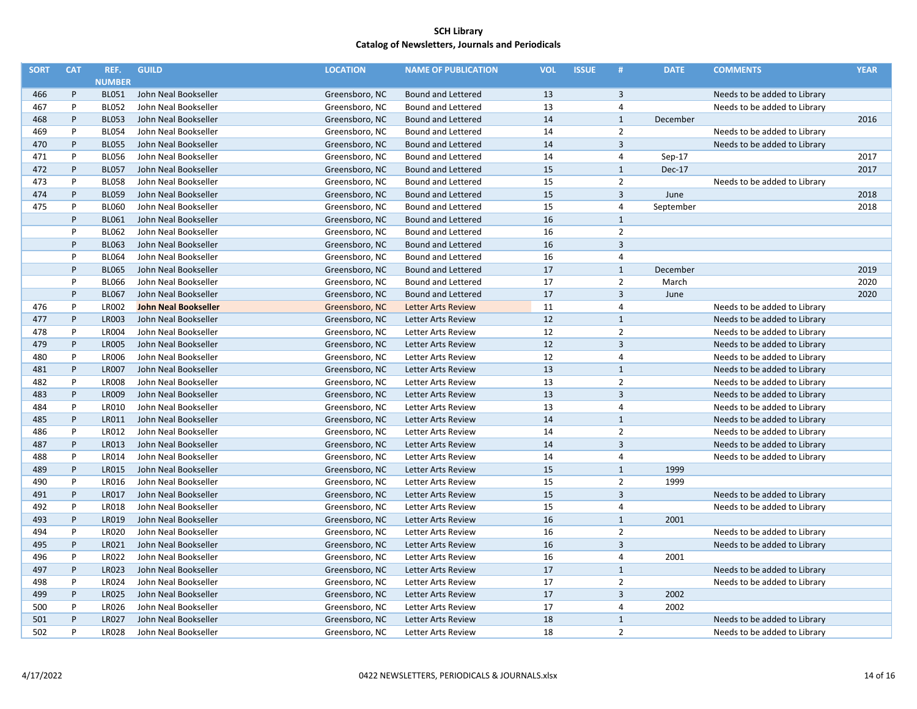**SCH Library**
**Catalog of Newsletters, Journals and Periodicals**

| SORT | CAT | REF. NUMBER | GUILD | LOCATION | NAME OF PUBLICATION | VOL | ISSUE | # | DATE | COMMENTS | YEAR |
|---|---|---|---|---|---|---|---|---|---|---|---|
| 466 | P | BL051 | John Neal Bookseller | Greensboro, NC | Bound and Lettered | 13 | | 3 | | Needs to be added to Library | |
| 467 | P | BL052 | John Neal Bookseller | Greensboro, NC | Bound and Lettered | 13 | | 4 | | Needs to be added to Library | |
| 468 | P | BL053 | John Neal Bookseller | Greensboro, NC | Bound and Lettered | 14 | | 1 | December | | 2016 |
| 469 | P | BL054 | John Neal Bookseller | Greensboro, NC | Bound and Lettered | 14 | | 2 | | Needs to be added to Library | |
| 470 | P | BL055 | John Neal Bookseller | Greensboro, NC | Bound and Lettered | 14 | | 3 | | Needs to be added to Library | |
| 471 | P | BL056 | John Neal Bookseller | Greensboro, NC | Bound and Lettered | 14 | | 4 | Sep-17 | | 2017 |
| 472 | P | BL057 | John Neal Bookseller | Greensboro, NC | Bound and Lettered | 15 | | 1 | Dec-17 | | 2017 |
| 473 | P | BL058 | John Neal Bookseller | Greensboro, NC | Bound and Lettered | 15 | | 2 | | Needs to be added to Library | |
| 474 | P | BL059 | John Neal Bookseller | Greensboro, NC | Bound and Lettered | 15 | | 3 | June | | 2018 |
| 475 | P | BL060 | John Neal Bookseller | Greensboro, NC | Bound and Lettered | 15 | | 4 | September | | 2018 |
| | P | BL061 | John Neal Bookseller | Greensboro, NC | Bound and Lettered | 16 | | 1 | | | |
| | P | BL062 | John Neal Bookseller | Greensboro, NC | Bound and Lettered | 16 | | 2 | | | |
| | P | BL063 | John Neal Bookseller | Greensboro, NC | Bound and Lettered | 16 | | 3 | | | |
| | P | BL064 | John Neal Bookseller | Greensboro, NC | Bound and Lettered | 16 | | 4 | | | |
| | P | BL065 | John Neal Bookseller | Greensboro, NC | Bound and Lettered | 17 | | 1 | December | | 2019 |
| | P | BL066 | John Neal Bookseller | Greensboro, NC | Bound and Lettered | 17 | | 2 | March | | 2020 |
| | P | BL067 | John Neal Bookseller | Greensboro, NC | Bound and Lettered | 17 | | 3 | June | | 2020 |
| 476 | P | LR002 | **John Neal Bookseller** | Greensboro, NC | Letter Arts Review | 11 | | 4 | | Needs to be added to Library | |
| 477 | P | LR003 | John Neal Bookseller | Greensboro, NC | Letter Arts Review | 12 | | 1 | | Needs to be added to Library | |
| 478 | P | LR004 | John Neal Bookseller | Greensboro, NC | Letter Arts Review | 12 | | 2 | | Needs to be added to Library | |
| 479 | P | LR005 | John Neal Bookseller | Greensboro, NC | Letter Arts Review | 12 | | 3 | | Needs to be added to Library | |
| 480 | P | LR006 | John Neal Bookseller | Greensboro, NC | Letter Arts Review | 12 | | 4 | | Needs to be added to Library | |
| 481 | P | LR007 | John Neal Bookseller | Greensboro, NC | Letter Arts Review | 13 | | 1 | | Needs to be added to Library | |
| 482 | P | LR008 | John Neal Bookseller | Greensboro, NC | Letter Arts Review | 13 | | 2 | | Needs to be added to Library | |
| 483 | P | LR009 | John Neal Bookseller | Greensboro, NC | Letter Arts Review | 13 | | 3 | | Needs to be added to Library | |
| 484 | P | LR010 | John Neal Bookseller | Greensboro, NC | Letter Arts Review | 13 | | 4 | | Needs to be added to Library | |
| 485 | P | LR011 | John Neal Bookseller | Greensboro, NC | Letter Arts Review | 14 | | 1 | | Needs to be added to Library | |
| 486 | P | LR012 | John Neal Bookseller | Greensboro, NC | Letter Arts Review | 14 | | 2 | | Needs to be added to Library | |
| 487 | P | LR013 | John Neal Bookseller | Greensboro, NC | Letter Arts Review | 14 | | 3 | | Needs to be added to Library | |
| 488 | P | LR014 | John Neal Bookseller | Greensboro, NC | Letter Arts Review | 14 | | 4 | | Needs to be added to Library | |
| 489 | P | LR015 | John Neal Bookseller | Greensboro, NC | Letter Arts Review | 15 | | 1 | 1999 | | |
| 490 | P | LR016 | John Neal Bookseller | Greensboro, NC | Letter Arts Review | 15 | | 2 | 1999 | | |
| 491 | P | LR017 | John Neal Bookseller | Greensboro, NC | Letter Arts Review | 15 | | 3 | | Needs to be added to Library | |
| 492 | P | LR018 | John Neal Bookseller | Greensboro, NC | Letter Arts Review | 15 | | 4 | | Needs to be added to Library | |
| 493 | P | LR019 | John Neal Bookseller | Greensboro, NC | Letter Arts Review | 16 | | 1 | 2001 | | |
| 494 | P | LR020 | John Neal Bookseller | Greensboro, NC | Letter Arts Review | 16 | | 2 | | Needs to be added to Library | |
| 495 | P | LR021 | John Neal Bookseller | Greensboro, NC | Letter Arts Review | 16 | | 3 | | Needs to be added to Library | |
| 496 | P | LR022 | John Neal Bookseller | Greensboro, NC | Letter Arts Review | 16 | | 4 | 2001 | | |
| 497 | P | LR023 | John Neal Bookseller | Greensboro, NC | Letter Arts Review | 17 | | 1 | | Needs to be added to Library | |
| 498 | P | LR024 | John Neal Bookseller | Greensboro, NC | Letter Arts Review | 17 | | 2 | | Needs to be added to Library | |
| 499 | P | LR025 | John Neal Bookseller | Greensboro, NC | Letter Arts Review | 17 | | 3 | 2002 | | |
| 500 | P | LR026 | John Neal Bookseller | Greensboro, NC | Letter Arts Review | 17 | | 4 | 2002 | | |
| 501 | P | LR027 | John Neal Bookseller | Greensboro, NC | Letter Arts Review | 18 | | 1 | | Needs to be added to Library | |
| 502 | P | LR028 | John Neal Bookseller | Greensboro, NC | Letter Arts Review | 18 | | 2 | | Needs to be added to Library | |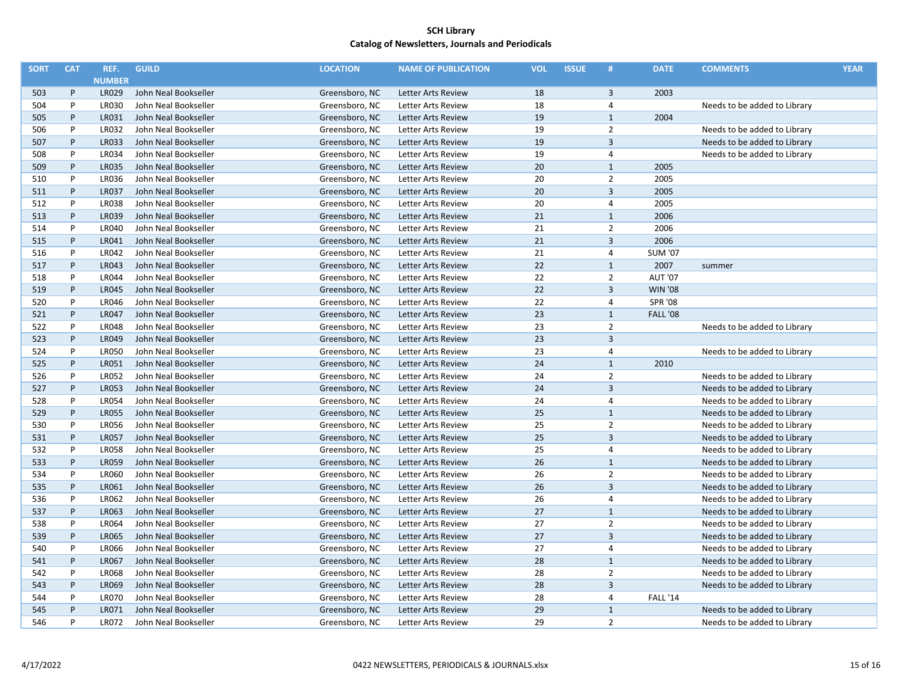**SCH Library**
**Catalog of Newsletters, Journals and Periodicals**

| SORT | CAT | REF. NUMBER | GUILD | LOCATION | NAME OF PUBLICATION | VOL | ISSUE | # | DATE | COMMENTS | YEAR |
|---|---|---|---|---|---|---|---|---|---|---|---|
| 503 | P | LR029 | John Neal Bookseller | Greensboro, NC | Letter Arts Review | 18 | | 3 | 2003 | | |
| 504 | P | LR030 | John Neal Bookseller | Greensboro, NC | Letter Arts Review | 18 | | 4 | | Needs to be added to Library | |
| 505 | P | LR031 | John Neal Bookseller | Greensboro, NC | Letter Arts Review | 19 | | 1 | 2004 | | |
| 506 | P | LR032 | John Neal Bookseller | Greensboro, NC | Letter Arts Review | 19 | | 2 | | Needs to be added to Library | |
| 507 | P | LR033 | John Neal Bookseller | Greensboro, NC | Letter Arts Review | 19 | | 3 | | Needs to be added to Library | |
| 508 | P | LR034 | John Neal Bookseller | Greensboro, NC | Letter Arts Review | 19 | | 4 | | Needs to be added to Library | |
| 509 | P | LR035 | John Neal Bookseller | Greensboro, NC | Letter Arts Review | 20 | | 1 | 2005 | | |
| 510 | P | LR036 | John Neal Bookseller | Greensboro, NC | Letter Arts Review | 20 | | 2 | 2005 | | |
| 511 | P | LR037 | John Neal Bookseller | Greensboro, NC | Letter Arts Review | 20 | | 3 | 2005 | | |
| 512 | P | LR038 | John Neal Bookseller | Greensboro, NC | Letter Arts Review | 20 | | 4 | 2005 | | |
| 513 | P | LR039 | John Neal Bookseller | Greensboro, NC | Letter Arts Review | 21 | | 1 | 2006 | | |
| 514 | P | LR040 | John Neal Bookseller | Greensboro, NC | Letter Arts Review | 21 | | 2 | 2006 | | |
| 515 | P | LR041 | John Neal Bookseller | Greensboro, NC | Letter Arts Review | 21 | | 3 | 2006 | | |
| 516 | P | LR042 | John Neal Bookseller | Greensboro, NC | Letter Arts Review | 21 | | 4 | SUM '07 | | |
| 517 | P | LR043 | John Neal Bookseller | Greensboro, NC | Letter Arts Review | 22 | | 1 | 2007 | summer | |
| 518 | P | LR044 | John Neal Bookseller | Greensboro, NC | Letter Arts Review | 22 | | 2 | AUT '07 | | |
| 519 | P | LR045 | John Neal Bookseller | Greensboro, NC | Letter Arts Review | 22 | | 3 | WIN '08 | | |
| 520 | P | LR046 | John Neal Bookseller | Greensboro, NC | Letter Arts Review | 22 | | 4 | SPR '08 | | |
| 521 | P | LR047 | John Neal Bookseller | Greensboro, NC | Letter Arts Review | 23 | | 1 | FALL '08 | | |
| 522 | P | LR048 | John Neal Bookseller | Greensboro, NC | Letter Arts Review | 23 | | 2 | | Needs to be added to Library | |
| 523 | P | LR049 | John Neal Bookseller | Greensboro, NC | Letter Arts Review | 23 | | 3 | | | |
| 524 | P | LR050 | John Neal Bookseller | Greensboro, NC | Letter Arts Review | 23 | | 4 | | Needs to be added to Library | |
| 525 | P | LR051 | John Neal Bookseller | Greensboro, NC | Letter Arts Review | 24 | | 1 | 2010 | | |
| 526 | P | LR052 | John Neal Bookseller | Greensboro, NC | Letter Arts Review | 24 | | 2 | | Needs to be added to Library | |
| 527 | P | LR053 | John Neal Bookseller | Greensboro, NC | Letter Arts Review | 24 | | 3 | | Needs to be added to Library | |
| 528 | P | LR054 | John Neal Bookseller | Greensboro, NC | Letter Arts Review | 24 | | 4 | | Needs to be added to Library | |
| 529 | P | LR055 | John Neal Bookseller | Greensboro, NC | Letter Arts Review | 25 | | 1 | | Needs to be added to Library | |
| 530 | P | LR056 | John Neal Bookseller | Greensboro, NC | Letter Arts Review | 25 | | 2 | | Needs to be added to Library | |
| 531 | P | LR057 | John Neal Bookseller | Greensboro, NC | Letter Arts Review | 25 | | 3 | | Needs to be added to Library | |
| 532 | P | LR058 | John Neal Bookseller | Greensboro, NC | Letter Arts Review | 25 | | 4 | | Needs to be added to Library | |
| 533 | P | LR059 | John Neal Bookseller | Greensboro, NC | Letter Arts Review | 26 | | 1 | | Needs to be added to Library | |
| 534 | P | LR060 | John Neal Bookseller | Greensboro, NC | Letter Arts Review | 26 | | 2 | | Needs to be added to Library | |
| 535 | P | LR061 | John Neal Bookseller | Greensboro, NC | Letter Arts Review | 26 | | 3 | | Needs to be added to Library | |
| 536 | P | LR062 | John Neal Bookseller | Greensboro, NC | Letter Arts Review | 26 | | 4 | | Needs to be added to Library | |
| 537 | P | LR063 | John Neal Bookseller | Greensboro, NC | Letter Arts Review | 27 | | 1 | | Needs to be added to Library | |
| 538 | P | LR064 | John Neal Bookseller | Greensboro, NC | Letter Arts Review | 27 | | 2 | | Needs to be added to Library | |
| 539 | P | LR065 | John Neal Bookseller | Greensboro, NC | Letter Arts Review | 27 | | 3 | | Needs to be added to Library | |
| 540 | P | LR066 | John Neal Bookseller | Greensboro, NC | Letter Arts Review | 27 | | 4 | | Needs to be added to Library | |
| 541 | P | LR067 | John Neal Bookseller | Greensboro, NC | Letter Arts Review | 28 | | 1 | | Needs to be added to Library | |
| 542 | P | LR068 | John Neal Bookseller | Greensboro, NC | Letter Arts Review | 28 | | 2 | | Needs to be added to Library | |
| 543 | P | LR069 | John Neal Bookseller | Greensboro, NC | Letter Arts Review | 28 | | 3 | | Needs to be added to Library | |
| 544 | P | LR070 | John Neal Bookseller | Greensboro, NC | Letter Arts Review | 28 | | 4 | FALL '14 | | |
| 545 | P | LR071 | John Neal Bookseller | Greensboro, NC | Letter Arts Review | 29 | | 1 | | Needs to be added to Library | |
| 546 | P | LR072 | John Neal Bookseller | Greensboro, NC | Letter Arts Review | 29 | | 2 | | Needs to be added to Library | |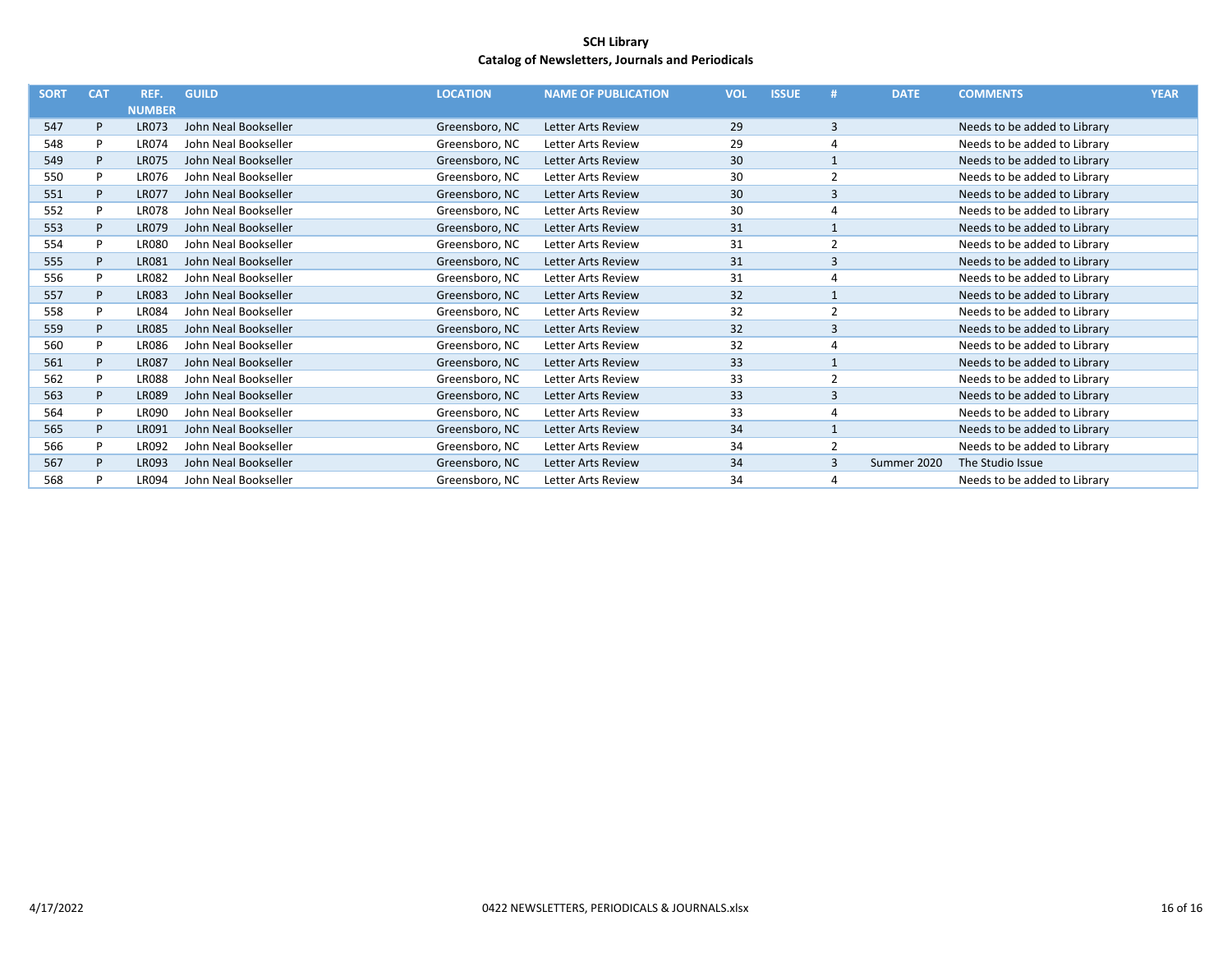**SCH Library**
**Catalog of Newsletters, Journals and Periodicals**

| SORT | CAT | REF. NUMBER | GUILD | LOCATION | NAME OF PUBLICATION | VOL | ISSUE | # | DATE | COMMENTS | YEAR |
|---|---|---|---|---|---|---|---|---|---|---|---|
| 547 | P | LR073 | John Neal Bookseller | Greensboro, NC | Letter Arts Review | 29 | | 3 | | Needs to be added to Library | |
| 548 | P | LR074 | John Neal Bookseller | Greensboro, NC | Letter Arts Review | 29 | | 4 | | Needs to be added to Library | |
| 549 | P | LR075 | John Neal Bookseller | Greensboro, NC | Letter Arts Review | 30 | | 1 | | Needs to be added to Library | |
| 550 | P | LR076 | John Neal Bookseller | Greensboro, NC | Letter Arts Review | 30 | | 2 | | Needs to be added to Library | |
| 551 | P | LR077 | John Neal Bookseller | Greensboro, NC | Letter Arts Review | 30 | | 3 | | Needs to be added to Library | |
| 552 | P | LR078 | John Neal Bookseller | Greensboro, NC | Letter Arts Review | 30 | | 4 | | Needs to be added to Library | |
| 553 | P | LR079 | John Neal Bookseller | Greensboro, NC | Letter Arts Review | 31 | | 1 | | Needs to be added to Library | |
| 554 | P | LR080 | John Neal Bookseller | Greensboro, NC | Letter Arts Review | 31 | | 2 | | Needs to be added to Library | |
| 555 | P | LR081 | John Neal Bookseller | Greensboro, NC | Letter Arts Review | 31 | | 3 | | Needs to be added to Library | |
| 556 | P | LR082 | John Neal Bookseller | Greensboro, NC | Letter Arts Review | 31 | | 4 | | Needs to be added to Library | |
| 557 | P | LR083 | John Neal Bookseller | Greensboro, NC | Letter Arts Review | 32 | | 1 | | Needs to be added to Library | |
| 558 | P | LR084 | John Neal Bookseller | Greensboro, NC | Letter Arts Review | 32 | | 2 | | Needs to be added to Library | |
| 559 | P | LR085 | John Neal Bookseller | Greensboro, NC | Letter Arts Review | 32 | | 3 | | Needs to be added to Library | |
| 560 | P | LR086 | John Neal Bookseller | Greensboro, NC | Letter Arts Review | 32 | | 4 | | Needs to be added to Library | |
| 561 | P | LR087 | John Neal Bookseller | Greensboro, NC | Letter Arts Review | 33 | | 1 | | Needs to be added to Library | |
| 562 | P | LR088 | John Neal Bookseller | Greensboro, NC | Letter Arts Review | 33 | | 2 | | Needs to be added to Library | |
| 563 | P | LR089 | John Neal Bookseller | Greensboro, NC | Letter Arts Review | 33 | | 3 | | Needs to be added to Library | |
| 564 | P | LR090 | John Neal Bookseller | Greensboro, NC | Letter Arts Review | 33 | | 4 | | Needs to be added to Library | |
| 565 | P | LR091 | John Neal Bookseller | Greensboro, NC | Letter Arts Review | 34 | | 1 | | Needs to be added to Library | |
| 566 | P | LR092 | John Neal Bookseller | Greensboro, NC | Letter Arts Review | 34 | | 2 | | Needs to be added to Library | |
| 567 | P | LR093 | John Neal Bookseller | Greensboro, NC | Letter Arts Review | 34 | | 3 | Summer 2020 | The Studio Issue | |
| 568 | P | LR094 | John Neal Bookseller | Greensboro, NC | Letter Arts Review | 34 | | 4 | | Needs to be added to Library | |